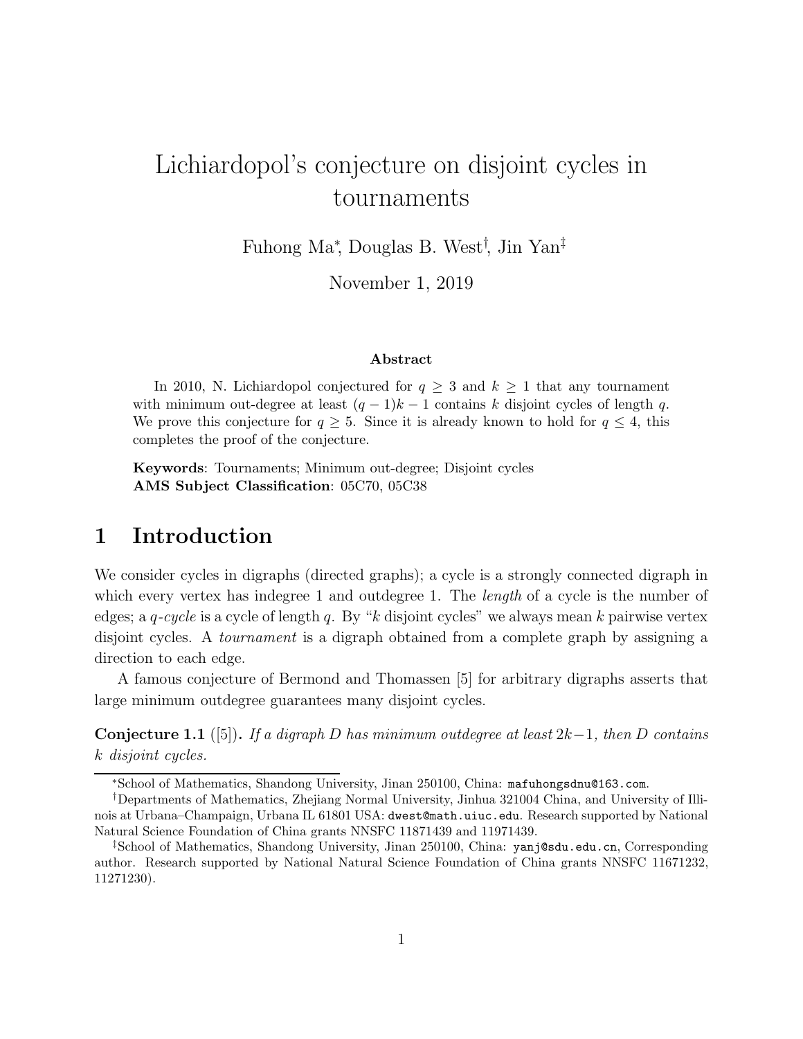# Lichiardopol's conjecture on disjoint cycles in tournaments

Fuhong Ma*, Douglas B. West†, Jin Yan‡

November 1, 2019

### Abstract

In 2010, N. Lichiardopol conjectured for $q \geq 3$ and $k \geq 1$ that any tournament with minimum out-degree at least $(q-1)k-1$ contains $k$ disjoint cycles of length $q$. We prove this conjecture for $q \geq 5$. Since it is already known to hold for $q \leq 4$, this completes the proof of the conjecture.

**Keywords**: Tournaments; Minimum out-degree; Disjoint cycles
**AMS Subject Classification**: 05C70, 05C38

## 1 Introduction

We consider cycles in digraphs (directed graphs); a cycle is a strongly connected digraph in which every vertex has indegree 1 and outdegree 1. The *length* of a cycle is the number of edges; a *$q$-cycle* is a cycle of length $q$. By "$k$ disjoint cycles" we always mean $k$ pairwise vertex disjoint cycles. A *tournament* is a digraph obtained from a complete graph by assigning a direction to each edge.

A famous conjecture of Bermond and Thomassen [5] for arbitrary digraphs asserts that large minimum outdegree guarantees many disjoint cycles.

**Conjecture 1.1** ([5])**.** *If a digraph $D$ has minimum outdegree at least $2k-1$, then $D$ contains $k$ disjoint cycles.*

---

*School of Mathematics, Shandong University, Jinan 250100, China: mafuhongsdnu@163.com.

†Departments of Mathematics, Zhejiang Normal University, Jinhua 321004 China, and University of Illinois at Urbana–Champaign, Urbana IL 61801 USA: dwest@math.uiuc.edu. Research supported by National Natural Science Foundation of China grants NNSFC 11871439 and 11971439.

‡School of Mathematics, Shandong University, Jinan 250100, China: yanj@sdu.edu.cn, Corresponding author. Research supported by National Natural Science Foundation of China grants NNSFC 11671232, 11271230).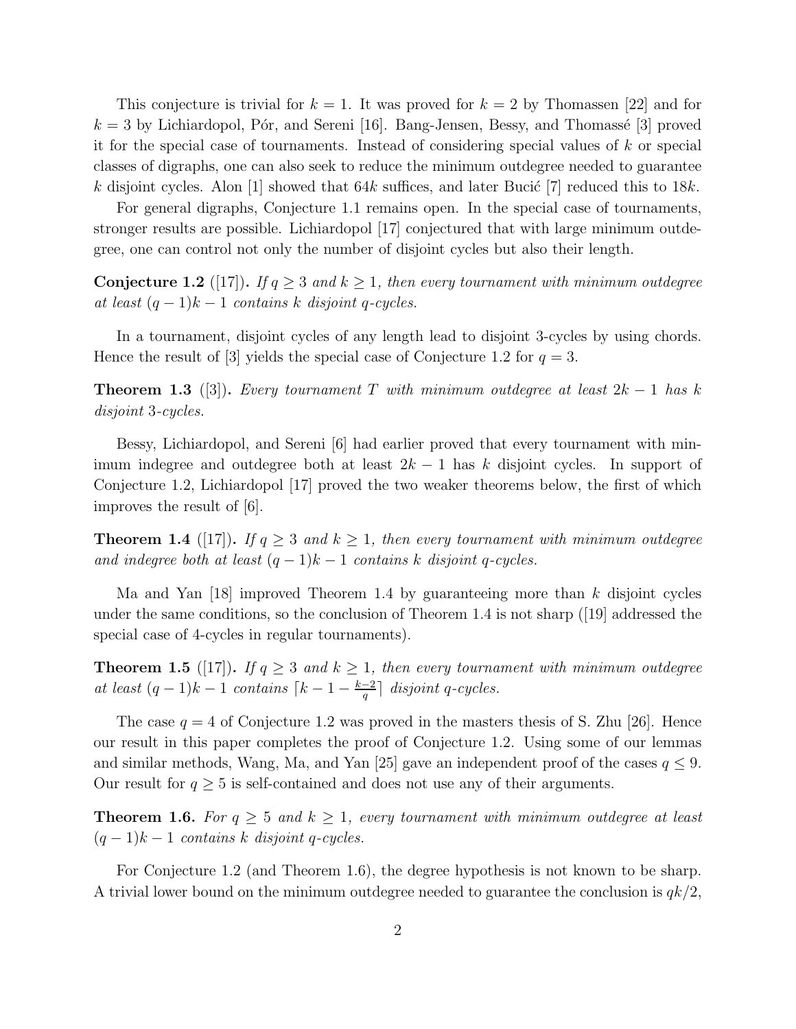This conjecture is trivial for $k = 1$. It was proved for $k = 2$ by Thomassen [22] and for $k = 3$ by Lichiardopol, Pór, and Sereni [16]. Bang-Jensen, Bessy, and Thomassé [3] proved it for the special case of tournaments. Instead of considering special values of $k$ or special classes of digraphs, one can also seek to reduce the minimum outdegree needed to guarantee $k$ disjoint cycles. Alon [1] showed that $64k$ suffices, and later Bucić [7] reduced this to $18k$.

For general digraphs, Conjecture 1.1 remains open. In the special case of tournaments, stronger results are possible. Lichiardopol [17] conjectured that with large minimum outdegree, one can control not only the number of disjoint cycles but also their length.

**Conjecture 1.2** ([17]). *If $q \geq 3$ and $k \geq 1$, then every tournament with minimum outdegree at least $(q-1)k-1$ contains $k$ disjoint $q$-cycles.*

In a tournament, disjoint cycles of any length lead to disjoint 3-cycles by using chords. Hence the result of [3] yields the special case of Conjecture 1.2 for $q = 3$.

**Theorem 1.3** ([3]). *Every tournament $T$ with minimum outdegree at least $2k-1$ has $k$ disjoint 3-cycles.*

Bessy, Lichiardopol, and Sereni [6] had earlier proved that every tournament with minimum indegree and outdegree both at least $2k-1$ has $k$ disjoint cycles. In support of Conjecture 1.2, Lichiardopol [17] proved the two weaker theorems below, the first of which improves the result of [6].

**Theorem 1.4** ([17]). *If $q \geq 3$ and $k \geq 1$, then every tournament with minimum outdegree and indegree both at least $(q-1)k-1$ contains $k$ disjoint $q$-cycles.*

Ma and Yan [18] improved Theorem 1.4 by guaranteeing more than $k$ disjoint cycles under the same conditions, so the conclusion of Theorem 1.4 is not sharp ([19] addressed the special case of 4-cycles in regular tournaments).

**Theorem 1.5** ([17]). *If $q \geq 3$ and $k \geq 1$, then every tournament with minimum outdegree at least $(q-1)k-1$ contains $\lceil k-1-\frac{k-2}{q}\rceil$ disjoint $q$-cycles.*

The case $q = 4$ of Conjecture 1.2 was proved in the masters thesis of S. Zhu [26]. Hence our result in this paper completes the proof of Conjecture 1.2. Using some of our lemmas and similar methods, Wang, Ma, and Yan [25] gave an independent proof of the cases $q \leq 9$. Our result for $q \geq 5$ is self-contained and does not use any of their arguments.

**Theorem 1.6.** *For $q \geq 5$ and $k \geq 1$, every tournament with minimum outdegree at least $(q-1)k-1$ contains $k$ disjoint $q$-cycles.*

For Conjecture 1.2 (and Theorem 1.6), the degree hypothesis is not known to be sharp. A trivial lower bound on the minimum outdegree needed to guarantee the conclusion is $qk/2$,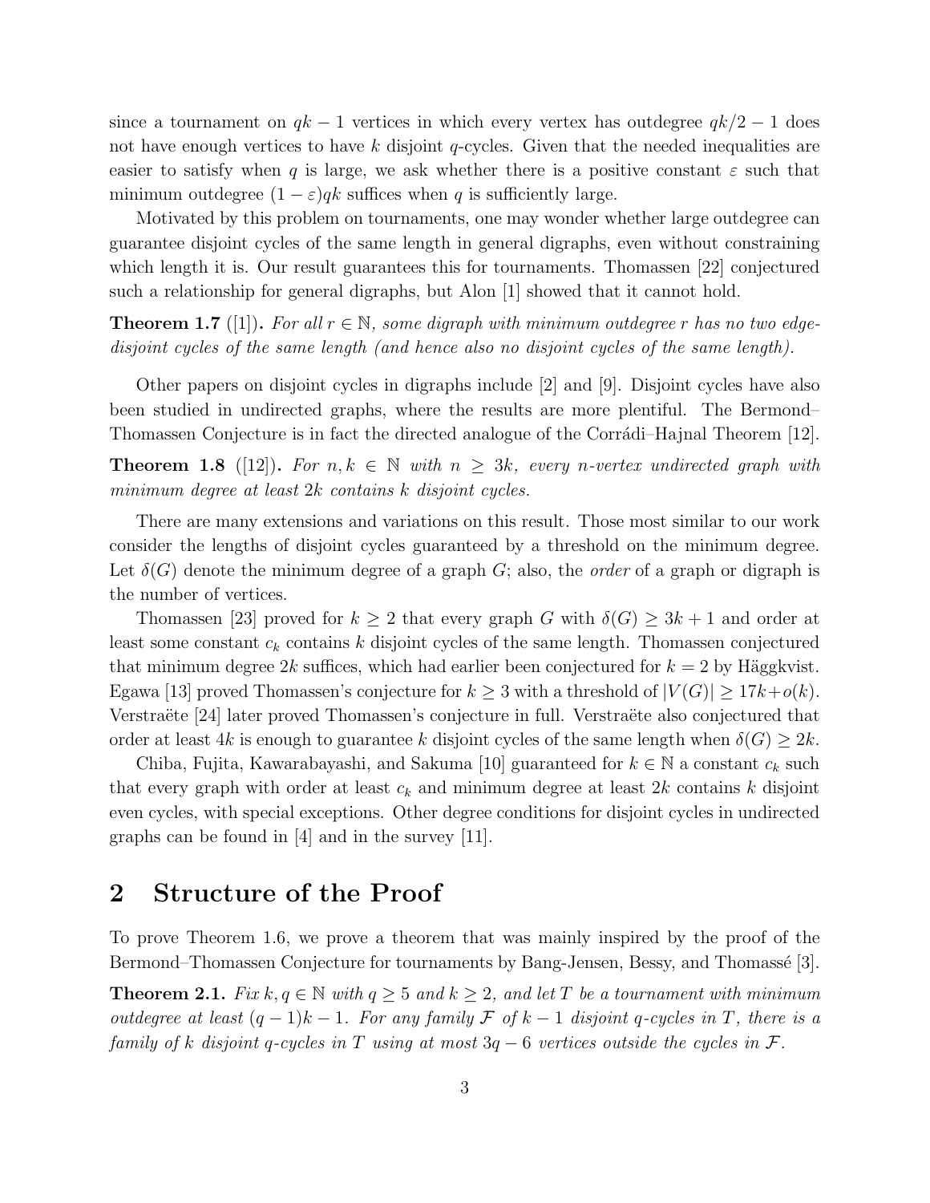since a tournament on $qk-1$ vertices in which every vertex has outdegree $qk/2-1$ does not have enough vertices to have $k$ disjoint $q$-cycles. Given that the needed inequalities are easier to satisfy when $q$ is large, we ask whether there is a positive constant $\varepsilon$ such that minimum outdegree $(1-\varepsilon)qk$ suffices when $q$ is sufficiently large.

Motivated by this problem on tournaments, one may wonder whether large outdegree can guarantee disjoint cycles of the same length in general digraphs, even without constraining which length it is. Our result guarantees this for tournaments. Thomassen [22] conjectured such a relationship for general digraphs, but Alon [1] showed that it cannot hold.

**Theorem 1.7** ([1])**.** *For all $r \in \mathbb{N}$, some digraph with minimum outdegree $r$ has no two edge-disjoint cycles of the same length (and hence also no disjoint cycles of the same length).*

Other papers on disjoint cycles in digraphs include [2] and [9]. Disjoint cycles have also been studied in undirected graphs, where the results are more plentiful. The Bermond–Thomassen Conjecture is in fact the directed analogue of the Corrádi–Hajnal Theorem [12].

**Theorem 1.8** ([12])**.** *For $n, k \in \mathbb{N}$ with $n \geq 3k$, every $n$-vertex undirected graph with minimum degree at least $2k$ contains $k$ disjoint cycles.*

There are many extensions and variations on this result. Those most similar to our work consider the lengths of disjoint cycles guaranteed by a threshold on the minimum degree. Let $\delta(G)$ denote the minimum degree of a graph $G$; also, the *order* of a graph or digraph is the number of vertices.

Thomassen [23] proved for $k \geq 2$ that every graph $G$ with $\delta(G) \geq 3k+1$ and order at least some constant $c_k$ contains $k$ disjoint cycles of the same length. Thomassen conjectured that minimum degree $2k$ suffices, which had earlier been conjectured for $k=2$ by Häggkvist. Egawa [13] proved Thomassen's conjecture for $k \geq 3$ with a threshold of $|V(G)| \geq 17k + o(k)$. Verstraëte [24] later proved Thomassen's conjecture in full. Verstraëte also conjectured that order at least $4k$ is enough to guarantee $k$ disjoint cycles of the same length when $\delta(G) \geq 2k$.

Chiba, Fujita, Kawarabayashi, and Sakuma [10] guaranteed for $k \in \mathbb{N}$ a constant $c_k$ such that every graph with order at least $c_k$ and minimum degree at least $2k$ contains $k$ disjoint even cycles, with special exceptions. Other degree conditions for disjoint cycles in undirected graphs can be found in [4] and in the survey [11].

## 2 Structure of the Proof

To prove Theorem 1.6, we prove a theorem that was mainly inspired by the proof of the Bermond–Thomassen Conjecture for tournaments by Bang-Jensen, Bessy, and Thomassé [3].

**Theorem 2.1.** *Fix $k, q \in \mathbb{N}$ with $q \geq 5$ and $k \geq 2$, and let $T$ be a tournament with minimum outdegree at least $(q-1)k-1$. For any family $\mathcal{F}$ of $k-1$ disjoint $q$-cycles in $T$, there is a family of $k$ disjoint $q$-cycles in $T$ using at most $3q-6$ vertices outside the cycles in $\mathcal{F}$.*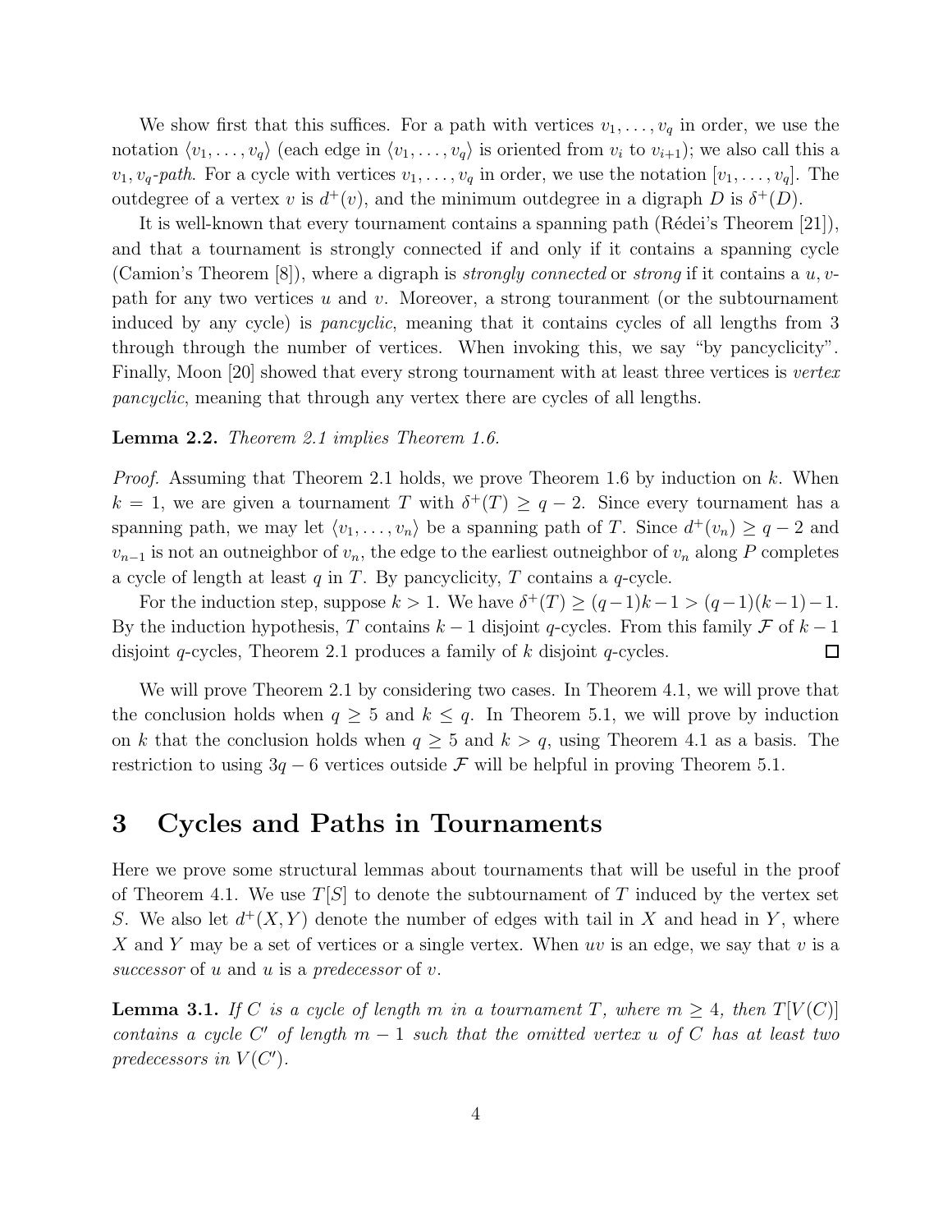We show first that this suffices. For a path with vertices $v_1, \ldots, v_q$ in order, we use the notation $\langle v_1, \ldots, v_q \rangle$ (each edge in $\langle v_1, \ldots, v_q \rangle$ is oriented from $v_i$ to $v_{i+1}$); we also call this a $v_1, v_q$*-path*. For a cycle with vertices $v_1, \ldots, v_q$ in order, we use the notation $[v_1, \ldots, v_q]$. The outdegree of a vertex $v$ is $d^+(v)$, and the minimum outdegree in a digraph $D$ is $\delta^+(D)$.

It is well-known that every tournament contains a spanning path (Rédei's Theorem [21]), and that a tournament is strongly connected if and only if it contains a spanning cycle (Camion's Theorem [8]), where a digraph is *strongly connected* or *strong* if it contains a $u, v$-path for any two vertices $u$ and $v$. Moreover, a strong touranment (or the subtournament induced by any cycle) is *pancyclic*, meaning that it contains cycles of all lengths from 3 through through the number of vertices. When invoking this, we say "by pancyclicity". Finally, Moon [20] showed that every strong tournament with at least three vertices is *vertex pancyclic*, meaning that through any vertex there are cycles of all lengths.

**Lemma 2.2.** *Theorem 2.1 implies Theorem 1.6.*

*Proof.* Assuming that Theorem 2.1 holds, we prove Theorem 1.6 by induction on $k$. When $k = 1$, we are given a tournament $T$ with $\delta^+(T) \geq q - 2$. Since every tournament has a spanning path, we may let $\langle v_1, \ldots, v_n \rangle$ be a spanning path of $T$. Since $d^+(v_n) \geq q - 2$ and $v_{n-1}$ is not an outneighbor of $v_n$, the edge to the earliest outneighbor of $v_n$ along $P$ completes a cycle of length at least $q$ in $T$. By pancyclicity, $T$ contains a $q$-cycle.

For the induction step, suppose $k > 1$. We have $\delta^+(T) \geq (q-1)k - 1 > (q-1)(k-1) - 1$. By the induction hypothesis, $T$ contains $k - 1$ disjoint $q$-cycles. From this family $\mathcal{F}$ of $k - 1$ disjoint $q$-cycles, Theorem 2.1 produces a family of $k$ disjoint $q$-cycles. $\square$

We will prove Theorem 2.1 by considering two cases. In Theorem 4.1, we will prove that the conclusion holds when $q \geq 5$ and $k \leq q$. In Theorem 5.1, we will prove by induction on $k$ that the conclusion holds when $q \geq 5$ and $k > q$, using Theorem 4.1 as a basis. The restriction to using $3q - 6$ vertices outside $\mathcal{F}$ will be helpful in proving Theorem 5.1.

## 3 Cycles and Paths in Tournaments

Here we prove some structural lemmas about tournaments that will be useful in the proof of Theorem 4.1. We use $T[S]$ to denote the subtournament of $T$ induced by the vertex set $S$. We also let $d^+(X, Y)$ denote the number of edges with tail in $X$ and head in $Y$, where $X$ and $Y$ may be a set of vertices or a single vertex. When $uv$ is an edge, we say that $v$ is a *successor* of $u$ and $u$ is a *predecessor* of $v$.

**Lemma 3.1.** *If $C$ is a cycle of length $m$ in a tournament $T$, where $m \geq 4$, then $T[V(C)]$ contains a cycle $C'$ of length $m - 1$ such that the omitted vertex $u$ of $C$ has at least two predecessors in $V(C')$.*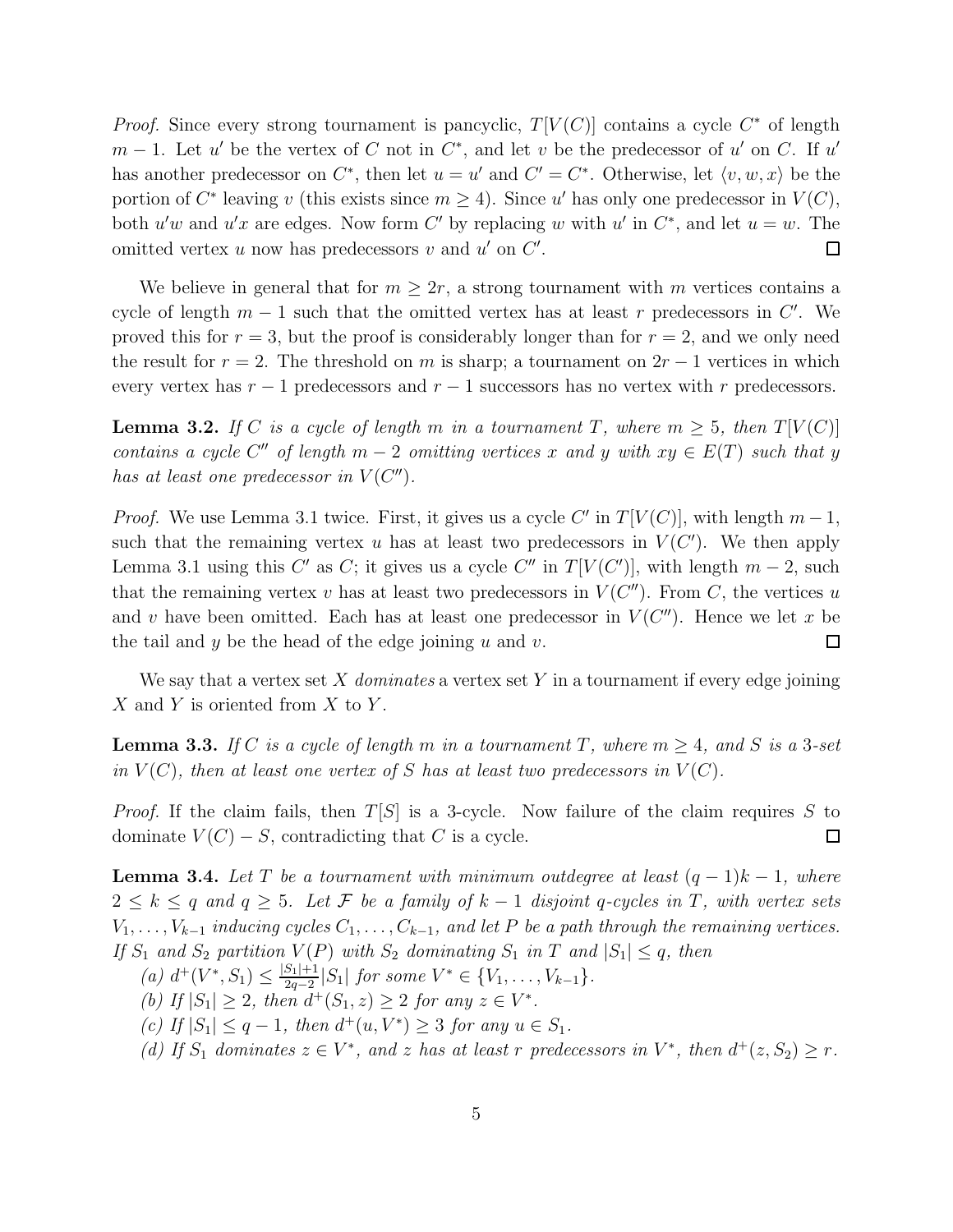*Proof.* Since every strong tournament is pancyclic, $T[V(C)]$ contains a cycle $C^*$ of length $m-1$. Let $u'$ be the vertex of $C$ not in $C^*$, and let $v$ be the predecessor of $u'$ on $C$. If $u'$ has another predecessor on $C^*$, then let $u = u'$ and $C' = C^*$. Otherwise, let $\langle v, w, x\rangle$ be the portion of $C^*$ leaving $v$ (this exists since $m \geq 4$). Since $u'$ has only one predecessor in $V(C)$, both $u'w$ and $u'x$ are edges. Now form $C'$ by replacing $w$ with $u'$ in $C^*$, and let $u = w$. The omitted vertex $u$ now has predecessors $v$ and $u'$ on $C'$. $\square$

We believe in general that for $m \geq 2r$, a strong tournament with $m$ vertices contains a cycle of length $m-1$ such that the omitted vertex has at least $r$ predecessors in $C'$. We proved this for $r = 3$, but the proof is considerably longer than for $r = 2$, and we only need the result for $r = 2$. The threshold on $m$ is sharp; a tournament on $2r-1$ vertices in which every vertex has $r-1$ predecessors and $r-1$ successors has no vertex with $r$ predecessors.

**Lemma 3.2.** *If $C$ is a cycle of length $m$ in a tournament $T$, where $m \geq 5$, then $T[V(C)]$ contains a cycle $C''$ of length $m-2$ omitting vertices $x$ and $y$ with $xy \in E(T)$ such that $y$ has at least one predecessor in $V(C'')$.*

*Proof.* We use Lemma 3.1 twice. First, it gives us a cycle $C'$ in $T[V(C)]$, with length $m-1$, such that the remaining vertex $u$ has at least two predecessors in $V(C')$. We then apply Lemma 3.1 using this $C'$ as $C$; it gives us a cycle $C''$ in $T[V(C')]$, with length $m-2$, such that the remaining vertex $v$ has at least two predecessors in $V(C'')$. From $C$, the vertices $u$ and $v$ have been omitted. Each has at least one predecessor in $V(C'')$. Hence we let $x$ be the tail and $y$ be the head of the edge joining $u$ and $v$. $\square$

We say that a vertex set $X$ *dominates* a vertex set $Y$ in a tournament if every edge joining $X$ and $Y$ is oriented from $X$ to $Y$.

**Lemma 3.3.** *If $C$ is a cycle of length $m$ in a tournament $T$, where $m \geq 4$, and $S$ is a 3-set in $V(C)$, then at least one vertex of $S$ has at least two predecessors in $V(C)$.*

*Proof.* If the claim fails, then $T[S]$ is a 3-cycle. Now failure of the claim requires $S$ to dominate $V(C) - S$, contradicting that $C$ is a cycle. $\square$

**Lemma 3.4.** *Let $T$ be a tournament with minimum outdegree at least $(q-1)k-1$, where $2 \leq k \leq q$ and $q \geq 5$. Let $\mathcal{F}$ be a family of $k-1$ disjoint $q$-cycles in $T$, with vertex sets $V_1, \ldots, V_{k-1}$ inducing cycles $C_1, \ldots, C_{k-1}$, and let $P$ be a path through the remaining vertices. If $S_1$ and $S_2$ partition $V(P)$ with $S_2$ dominating $S_1$ in $T$ and $|S_1| \leq q$, then*

*(a) $d^+(V^*, S_1) \leq \frac{|S_1|+1}{2q-2}|S_1|$ for some $V^* \in \{V_1, \ldots, V_{k-1}\}$.*

*(b) If $|S_1| \geq 2$, then $d^+(S_1, z) \geq 2$ for any $z \in V^*$.*

*(c) If $|S_1| \leq q-1$, then $d^+(u, V^*) \geq 3$ for any $u \in S_1$.*

*(d) If $S_1$ dominates $z \in V^*$, and $z$ has at least $r$ predecessors in $V^*$, then $d^+(z, S_2) \geq r$.*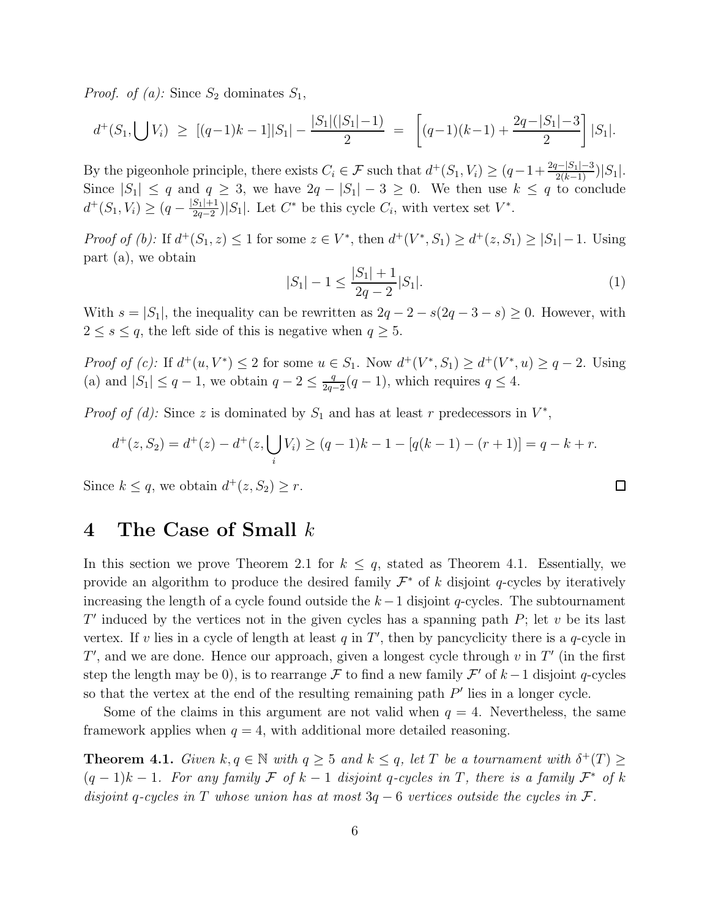*Proof. of (a):* Since $S_2$ dominates $S_1$,

$$d^+(S_1, \bigcup V_i) \;\geq\; [(q-1)k-1]|S_1| - \frac{|S_1|(|S_1|-1)}{2} \;=\; \left[(q-1)(k-1) + \frac{2q-|S_1|-3}{2}\right]|S_1|.$$

By the pigeonhole principle, there exists $C_i \in \mathcal{F}$ such that $d^+(S_1, V_i) \geq (q-1+\frac{2q-|S_1|-3}{2(k-1)})|S_1|$. Since $|S_1| \leq q$ and $q \geq 3$, we have $2q - |S_1| - 3 \geq 0$. We then use $k \leq q$ to conclude $d^+(S_1, V_i) \geq (q - \frac{|S_1|+1}{2q-2})|S_1|$. Let $C^*$ be this cycle $C_i$, with vertex set $V^*$.

*Proof of (b):* If $d^+(S_1, z) \leq 1$ for some $z \in V^*$, then $d^+(V^*, S_1) \geq d^+(z, S_1) \geq |S_1| - 1$. Using part (a), we obtain

$$|S_1| - 1 \leq \frac{|S_1|+1}{2q-2}|S_1|. \tag{1}$$

With $s = |S_1|$, the inequality can be rewritten as $2q-2-s(2q-3-s) \geq 0$. However, with $2 \leq s \leq q$, the left side of this is negative when $q \geq 5$.

*Proof of (c):* If $d^+(u, V^*) \leq 2$ for some $u \in S_1$. Now $d^+(V^*, S_1) \geq d^+(V^*, u) \geq q-2$. Using (a) and $|S_1| \leq q-1$, we obtain $q - 2 \leq \frac{q}{2q-2}(q-1)$, which requires $q \leq 4$.

*Proof of (d):* Since $z$ is dominated by $S_1$ and has at least $r$ predecessors in $V^*$,

$$d^+(z, S_2) = d^+(z) - d^+(z, \bigcup_i V_i) \geq (q-1)k - 1 - [q(k-1) - (r+1)] = q - k + r.$$

Since $k \leq q$, we obtain $d^+(z, S_2) \geq r$. □

# 4 The Case of Small $k$

In this section we prove Theorem 2.1 for $k \leq q$, stated as Theorem 4.1. Essentially, we provide an algorithm to produce the desired family $\mathcal{F}^*$ of $k$ disjoint $q$-cycles by iteratively increasing the length of a cycle found outside the $k-1$ disjoint $q$-cycles. The subtournament $T'$ induced by the vertices not in the given cycles has a spanning path $P$; let $v$ be its last vertex. If $v$ lies in a cycle of length at least $q$ in $T'$, then by pancyclicity there is a $q$-cycle in $T'$, and we are done. Hence our approach, given a longest cycle through $v$ in $T'$ (in the first step the length may be 0), is to rearrange $\mathcal{F}$ to find a new family $\mathcal{F}'$ of $k-1$ disjoint $q$-cycles so that the vertex at the end of the resulting remaining path $P'$ lies in a longer cycle.

Some of the claims in this argument are not valid when $q = 4$. Nevertheless, the same framework applies when $q = 4$, with additional more detailed reasoning.

**Theorem 4.1.** *Given $k, q \in \mathbb{N}$ with $q \geq 5$ and $k \leq q$, let $T$ be a tournament with $\delta^+(T) \geq (q-1)k - 1$. For any family $\mathcal{F}$ of $k-1$ disjoint $q$-cycles in $T$, there is a family $\mathcal{F}^*$ of $k$ disjoint $q$-cycles in $T$ whose union has at most $3q-6$ vertices outside the cycles in $\mathcal{F}$.*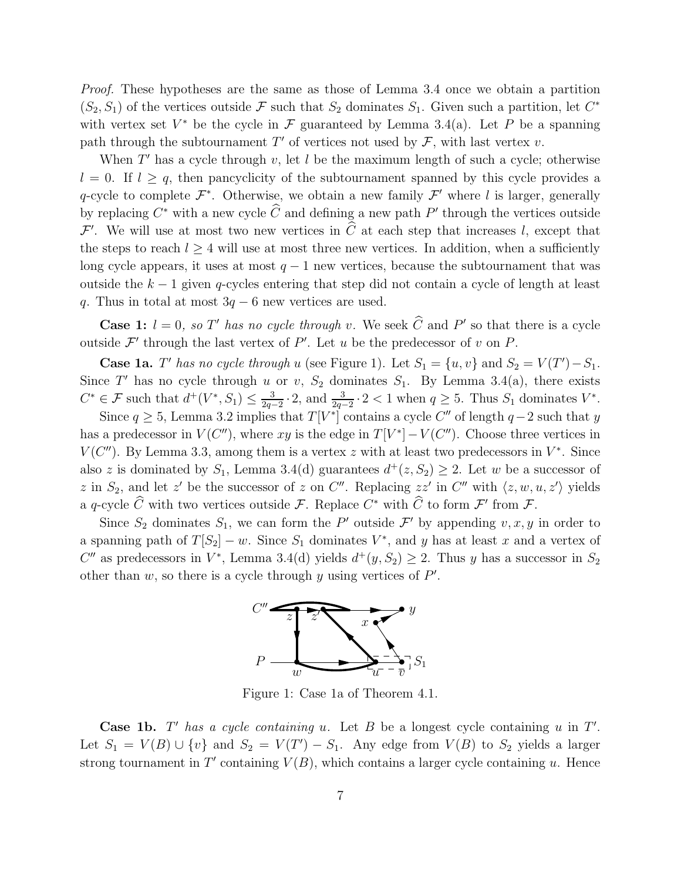*Proof.* These hypotheses are the same as those of Lemma 3.4 once we obtain a partition $(S_2, S_1)$ of the vertices outside $\mathcal{F}$ such that $S_2$ dominates $S_1$. Given such a partition, let $C^*$ with vertex set $V^*$ be the cycle in $\mathcal{F}$ guaranteed by Lemma 3.4(a). Let $P$ be a spanning path through the subtournament $T'$ of vertices not used by $\mathcal{F}$, with last vertex $v$.

When $T'$ has a cycle through $v$, let $l$ be the maximum length of such a cycle; otherwise $l = 0$. If $l \geq q$, then pancyclicity of the subtournament spanned by this cycle provides a $q$-cycle to complete $\mathcal{F}^*$. Otherwise, we obtain a new family $\mathcal{F}'$ where $l$ is larger, generally by replacing $C^*$ with a new cycle $\widehat{C}$ and defining a new path $P'$ through the vertices outside $\mathcal{F}'$. We will use at most two new vertices in $\widehat{C}$ at each step that increases $l$, except that the steps to reach $l \geq 4$ will use at most three new vertices. In addition, when a sufficiently long cycle appears, it uses at most $q-1$ new vertices, because the subtournament that was outside the $k-1$ given $q$-cycles entering that step did not contain a cycle of length at least $q$. Thus in total at most $3q-6$ new vertices are used.

**Case 1:** *$l = 0$, so $T'$ has no cycle through $v$.* We seek $\widehat{C}$ and $P'$ so that there is a cycle outside $\mathcal{F}'$ through the last vertex of $P'$. Let $u$ be the predecessor of $v$ on $P$.

**Case 1a.** *$T'$ has no cycle through $u$* (see Figure 1). Let $S_1 = \{u, v\}$ and $S_2 = V(T') - S_1$. Since $T'$ has no cycle through $u$ or $v$, $S_2$ dominates $S_1$. By Lemma 3.4(a), there exists $C^* \in \mathcal{F}$ such that $d^+(V^*, S_1) \leq \frac{3}{2q-2} \cdot 2$, and $\frac{3}{2q-2} \cdot 2 < 1$ when $q \geq 5$. Thus $S_1$ dominates $V^*$.

Since $q \geq 5$, Lemma 3.2 implies that $T[V^*]$ contains a cycle $C''$ of length $q-2$ such that $y$ has a predecessor in $V(C'')$, where $xy$ is the edge in $T[V^*] - V(C'')$. Choose three vertices in $V(C'')$. By Lemma 3.3, among them is a vertex $z$ with at least two predecessors in $V^*$. Since also $z$ is dominated by $S_1$, Lemma 3.4(d) guarantees $d^+(z, S_2) \geq 2$. Let $w$ be a successor of $z$ in $S_2$, and let $z'$ be the successor of $z$ on $C''$. Replacing $zz'$ in $C''$ with $\langle z, w, u, z' \rangle$ yields a $q$-cycle $\widehat{C}$ with two vertices outside $\mathcal{F}$. Replace $C^*$ with $\widehat{C}$ to form $\mathcal{F}'$ from $\mathcal{F}$.

Since $S_2$ dominates $S_1$, we can form the $P'$ outside $\mathcal{F}'$ by appending $v, x, y$ in order to a spanning path of $T[S_2] - w$. Since $S_1$ dominates $V^*$, and $y$ has at least $x$ and a vertex of $C''$ as predecessors in $V^*$, Lemma 3.4(d) yields $d^+(y, S_2) \geq 2$. Thus $y$ has a successor in $S_2$ other than $w$, so there is a cycle through $y$ using vertices of $P'$.

Figure 1: Case 1a of Theorem 4.1.

**Case 1b.** *$T'$ has a cycle containing $u$.* Let $B$ be a longest cycle containing $u$ in $T'$. Let $S_1 = V(B) \cup \{v\}$ and $S_2 = V(T') - S_1$. Any edge from $V(B)$ to $S_2$ yields a larger strong tournament in $T'$ containing $V(B)$, which contains a larger cycle containing $u$. Hence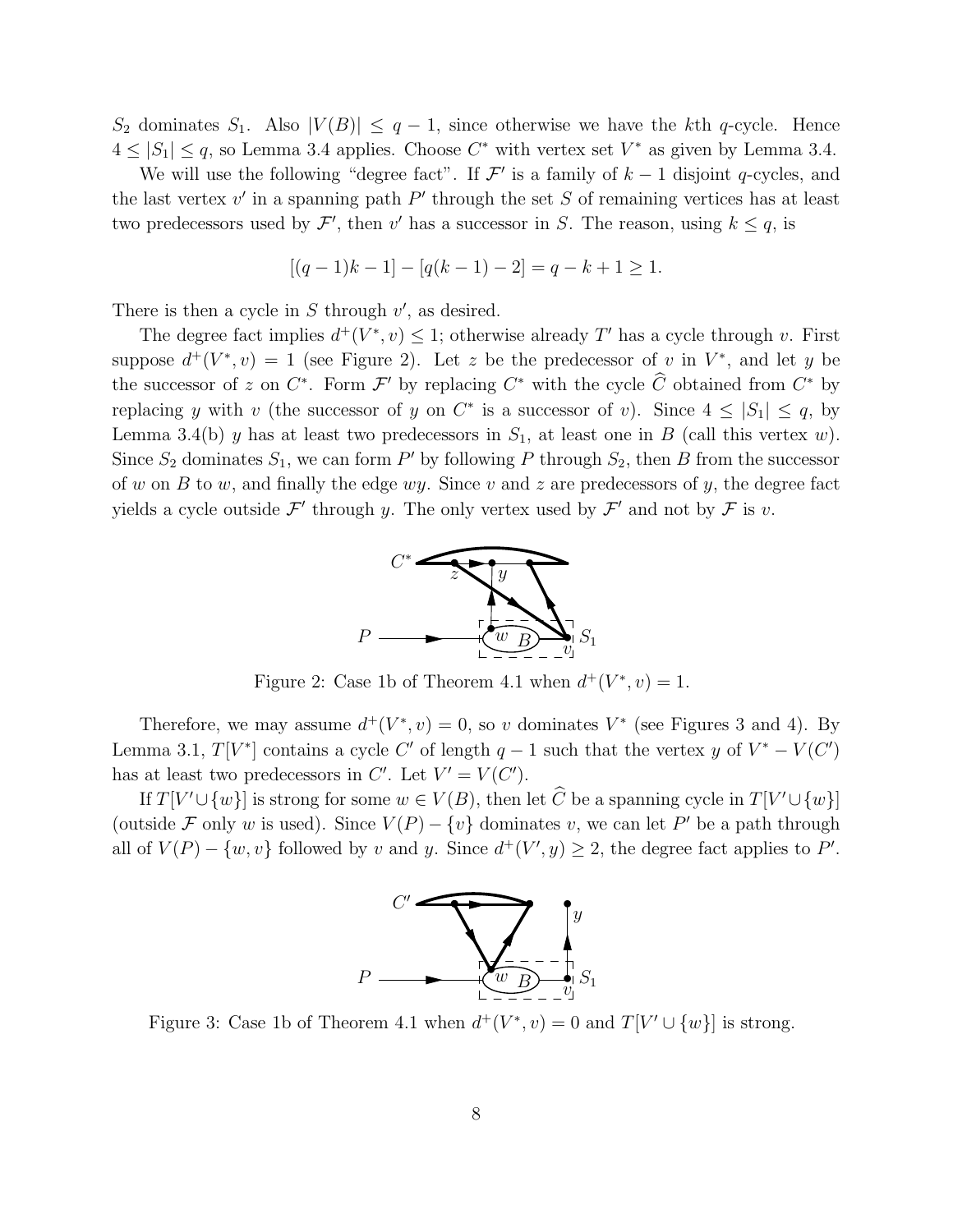$S_2$ dominates $S_1$. Also $|V(B)| \leq q-1$, since otherwise we have the $k$th $q$-cycle. Hence $4 \leq |S_1| \leq q$, so Lemma 3.4 applies. Choose $C^*$ with vertex set $V^*$ as given by Lemma 3.4.

We will use the following "degree fact". If $\mathcal{F}'$ is a family of $k-1$ disjoint $q$-cycles, and the last vertex $v'$ in a spanning path $P'$ through the set $S$ of remaining vertices has at least two predecessors used by $\mathcal{F}'$, then $v'$ has a successor in $S$. The reason, using $k \leq q$, is

$$[(q-1)k-1] - [q(k-1)-2] = q-k+1 \geq 1.$$

There is then a cycle in $S$ through $v'$, as desired.

The degree fact implies $d^+(V^*, v) \leq 1$; otherwise already $T'$ has a cycle through $v$. First suppose $d^+(V^*, v) = 1$ (see Figure 2). Let $z$ be the predecessor of $v$ in $V^*$, and let $y$ be the successor of $z$ on $C^*$. Form $\mathcal{F}'$ by replacing $C^*$ with the cycle $\widehat{C}$ obtained from $C^*$ by replacing $y$ with $v$ (the successor of $y$ on $C^*$ is a successor of $v$). Since $4 \leq |S_1| \leq q$, by Lemma 3.4(b) $y$ has at least two predecessors in $S_1$, at least one in $B$ (call this vertex $w$). Since $S_2$ dominates $S_1$, we can form $P'$ by following $P$ through $S_2$, then $B$ from the successor of $w$ on $B$ to $w$, and finally the edge $wy$. Since $v$ and $z$ are predecessors of $y$, the degree fact yields a cycle outside $\mathcal{F}'$ through $y$. The only vertex used by $\mathcal{F}'$ and not by $\mathcal{F}$ is $v$.

Figure 2: Case 1b of Theorem 4.1 when $d^+(V^*, v) = 1$.

Therefore, we may assume $d^+(V^*, v) = 0$, so $v$ dominates $V^*$ (see Figures 3 and 4). By Lemma 3.1, $T[V^*]$ contains a cycle $C'$ of length $q-1$ such that the vertex $y$ of $V^* - V(C')$ has at least two predecessors in $C'$. Let $V' = V(C')$.

If $T[V' \cup \{w\}]$ is strong for some $w \in V(B)$, then let $\widehat{C}$ be a spanning cycle in $T[V' \cup \{w\}]$ (outside $\mathcal{F}$ only $w$ is used). Since $V(P) - \{v\}$ dominates $v$, we can let $P'$ be a path through all of $V(P) - \{w, v\}$ followed by $v$ and $y$. Since $d^+(V', y) \geq 2$, the degree fact applies to $P'$.

Figure 3: Case 1b of Theorem 4.1 when $d^+(V^*, v) = 0$ and $T[V' \cup \{w\}]$ is strong.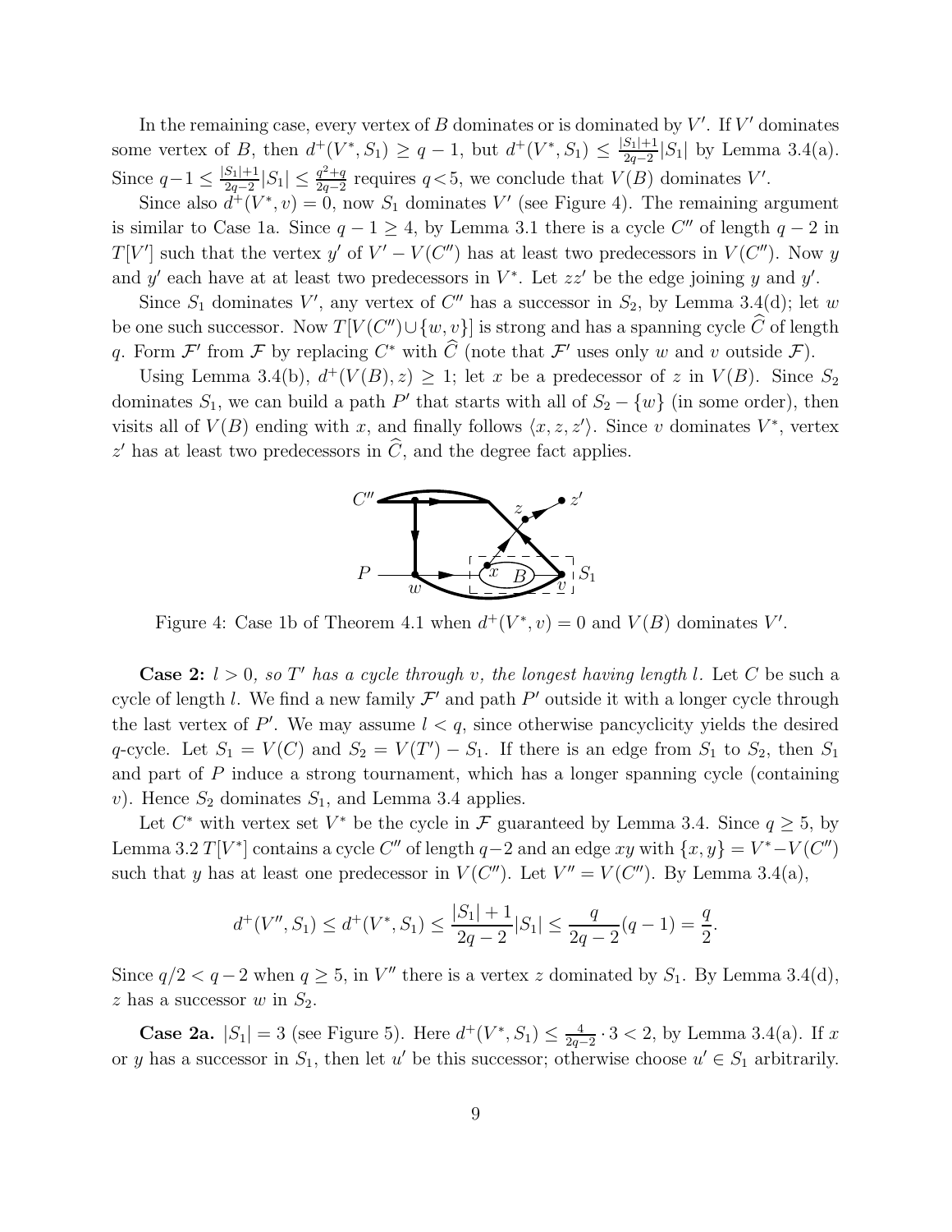In the remaining case, every vertex of $B$ dominates or is dominated by $V'$. If $V'$ dominates some vertex of $B$, then $d^+(V^*, S_1) \geq q-1$, but $d^+(V^*, S_1) \leq \frac{|S_1|+1}{2q-2}|S_1|$ by Lemma 3.4(a). Since $q-1 \leq \frac{|S_1|+1}{2q-2}|S_1| \leq \frac{q^2+q}{2q-2}$ requires $q<5$, we conclude that $V(B)$ dominates $V'$.

Since also $d^+(V^*, v) = 0$, now $S_1$ dominates $V'$ (see Figure 4). The remaining argument is similar to Case 1a. Since $q-1 \geq 4$, by Lemma 3.1 there is a cycle $C''$ of length $q-2$ in $T[V']$ such that the vertex $y'$ of $V' - V(C'')$ has at least two predecessors in $V(C'')$. Now $y$ and $y'$ each have at at least two predecessors in $V^*$. Let $zz'$ be the edge joining $y$ and $y'$.

Since $S_1$ dominates $V'$, any vertex of $C''$ has a successor in $S_2$, by Lemma 3.4(d); let $w$ be one such successor. Now $T[V(C'') \cup \{w, v\}]$ is strong and has a spanning cycle $\widehat{C}$ of length $q$. Form $\mathcal{F}'$ from $\mathcal{F}$ by replacing $C^*$ with $\widehat{C}$ (note that $\mathcal{F}'$ uses only $w$ and $v$ outside $\mathcal{F}$).

Using Lemma 3.4(b), $d^+(V(B), z) \geq 1$; let $x$ be a predecessor of $z$ in $V(B)$. Since $S_2$ dominates $S_1$, we can build a path $P'$ that starts with all of $S_2 - \{w\}$ (in some order), then visits all of $V(B)$ ending with $x$, and finally follows $\langle x, z, z' \rangle$. Since $v$ dominates $V^*$, vertex $z'$ has at least two predecessors in $\widehat{C}$, and the degree fact applies.

Figure 4: Case 1b of Theorem 4.1 when $d^+(V^*, v) = 0$ and $V(B)$ dominates $V'$.

**Case 2:** *$l > 0$, so $T'$ has a cycle through $v$, the longest having length $l$.* Let $C$ be such a cycle of length $l$. We find a new family $\mathcal{F}'$ and path $P'$ outside it with a longer cycle through the last vertex of $P'$. We may assume $l < q$, since otherwise pancyclicity yields the desired $q$-cycle. Let $S_1 = V(C)$ and $S_2 = V(T') - S_1$. If there is an edge from $S_1$ to $S_2$, then $S_1$ and part of $P$ induce a strong tournament, which has a longer spanning cycle (containing $v$). Hence $S_2$ dominates $S_1$, and Lemma 3.4 applies.

Let $C^*$ with vertex set $V^*$ be the cycle in $\mathcal{F}$ guaranteed by Lemma 3.4. Since $q \geq 5$, by Lemma 3.2 $T[V^*]$ contains a cycle $C''$ of length $q-2$ and an edge $xy$ with $\{x, y\} = V^* - V(C'')$ such that $y$ has at least one predecessor in $V(C'')$. Let $V'' = V(C'')$. By Lemma 3.4(a),

$$d^+(V'', S_1) \leq d^+(V^*, S_1) \leq \frac{|S_1|+1}{2q-2}|S_1| \leq \frac{q}{2q-2}(q-1) = \frac{q}{2}.$$

Since $q/2 < q-2$ when $q \geq 5$, in $V''$ there is a vertex $z$ dominated by $S_1$. By Lemma 3.4(d), $z$ has a successor $w$ in $S_2$.

**Case 2a.** $|S_1| = 3$ (see Figure 5). Here $d^+(V^*, S_1) \leq \frac{4}{2q-2} \cdot 3 < 2$, by Lemma 3.4(a). If $x$ or $y$ has a successor in $S_1$, then let $u'$ be this successor; otherwise choose $u' \in S_1$ arbitrarily.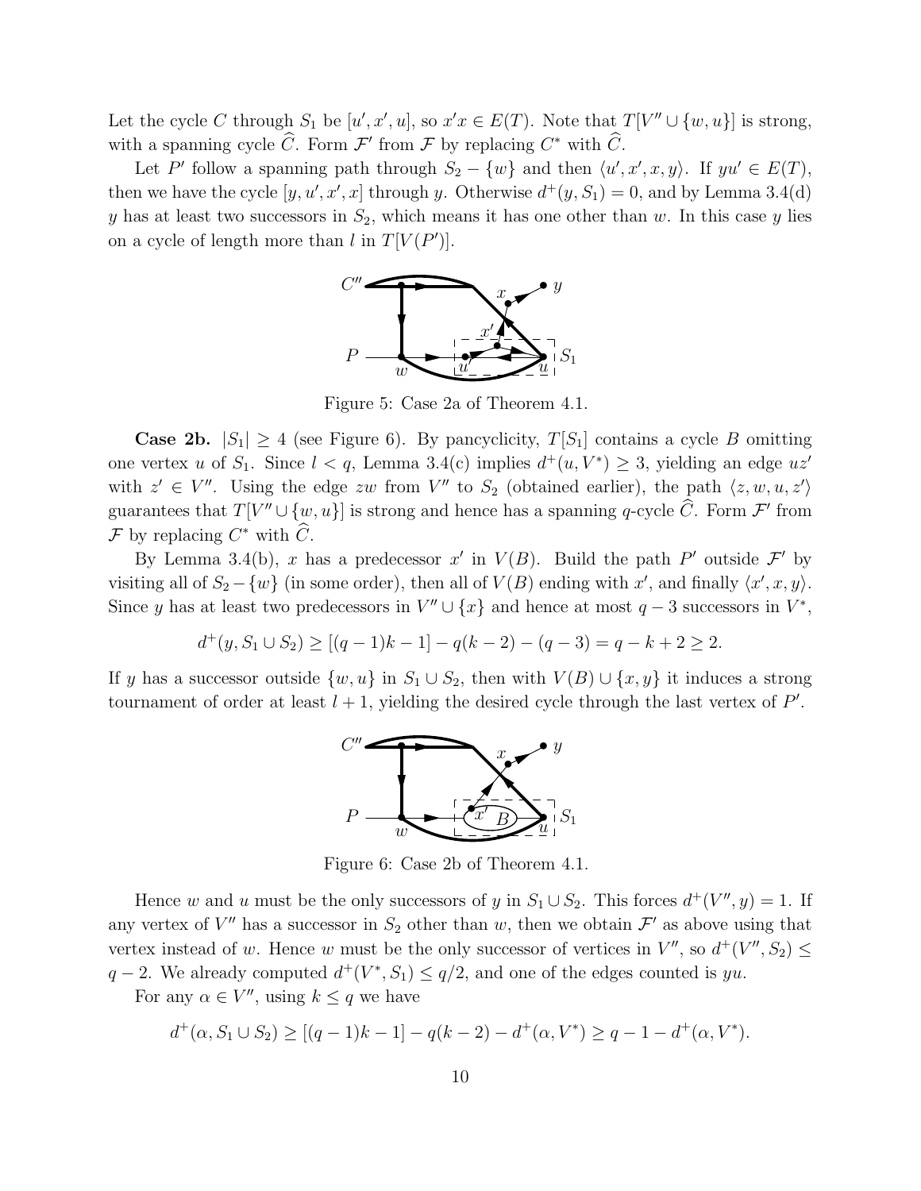Let the cycle $C$ through $S_1$ be $[u', x', u]$, so $x'x \in E(T)$. Note that $T[V'' \cup \{w, u\}]$ is strong, with a spanning cycle $\widehat{C}$. Form $\mathcal{F}'$ from $\mathcal{F}$ by replacing $C^*$ with $\widehat{C}$.

Let $P'$ follow a spanning path through $S_2 - \{w\}$ and then $\langle u', x', x, y\rangle$. If $yu' \in E(T)$, then we have the cycle $[y, u', x', x]$ through $y$. Otherwise $d^+(y, S_1) = 0$, and by Lemma 3.4(d) $y$ has at least two successors in $S_2$, which means it has one other than $w$. In this case $y$ lies on a cycle of length more than $l$ in $T[V(P')]$.

Figure 5: Case 2a of Theorem 4.1.

**Case 2b.** $|S_1| \geq 4$ (see Figure 6). By pancyclicity, $T[S_1]$ contains a cycle $B$ omitting one vertex $u$ of $S_1$. Since $l < q$, Lemma 3.4(c) implies $d^+(u, V^*) \geq 3$, yielding an edge $uz'$ with $z' \in V''$. Using the edge $zw$ from $V''$ to $S_2$ (obtained earlier), the path $\langle z, w, u, z'\rangle$ guarantees that $T[V'' \cup \{w, u\}]$ is strong and hence has a spanning $q$-cycle $\widehat{C}$. Form $\mathcal{F}'$ from $\mathcal{F}$ by replacing $C^*$ with $\widehat{C}$.

By Lemma 3.4(b), $x$ has a predecessor $x'$ in $V(B)$. Build the path $P'$ outside $\mathcal{F}'$ by visiting all of $S_2 - \{w\}$ (in some order), then all of $V(B)$ ending with $x'$, and finally $\langle x', x, y\rangle$. Since $y$ has at least two predecessors in $V'' \cup \{x\}$ and hence at most $q - 3$ successors in $V^*$,

$$d^+(y, S_1 \cup S_2) \geq [(q-1)k - 1] - q(k-2) - (q-3) = q - k + 2 \geq 2.$$

If $y$ has a successor outside $\{w, u\}$ in $S_1 \cup S_2$, then with $V(B) \cup \{x, y\}$ it induces a strong tournament of order at least $l + 1$, yielding the desired cycle through the last vertex of $P'$.

Figure 6: Case 2b of Theorem 4.1.

Hence $w$ and $u$ must be the only successors of $y$ in $S_1 \cup S_2$. This forces $d^+(V'', y) = 1$. If any vertex of $V''$ has a successor in $S_2$ other than $w$, then we obtain $\mathcal{F}'$ as above using that vertex instead of $w$. Hence $w$ must be the only successor of vertices in $V''$, so $d^+(V'', S_2) \leq q - 2$. We already computed $d^+(V^*, S_1) \leq q/2$, and one of the edges counted is $yu$.

For any $\alpha \in V''$, using $k \leq q$ we have

$$d^+(\alpha, S_1 \cup S_2) \geq [(q-1)k - 1] - q(k-2) - d^+(\alpha, V^*) \geq q - 1 - d^+(\alpha, V^*).$$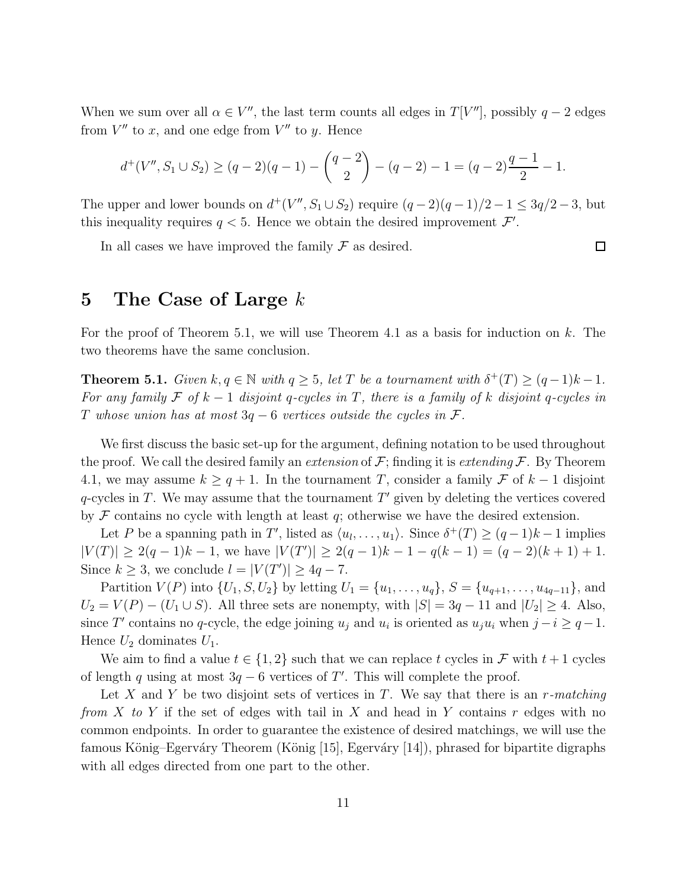When we sum over all $\alpha \in V''$, the last term counts all edges in $T[V'']$, possibly $q-2$ edges from $V''$ to $x$, and one edge from $V''$ to $y$. Hence

$$d^+(V'', S_1 \cup S_2) \geq (q-2)(q-1) - \binom{q-2}{2} - (q-2) - 1 = (q-2)\frac{q-1}{2} - 1.$$

The upper and lower bounds on $d^+(V'', S_1 \cup S_2)$ require $(q-2)(q-1)/2 - 1 \leq 3q/2 - 3$, but this inequality requires $q < 5$. Hence we obtain the desired improvement $\mathcal{F}'$.

In all cases we have improved the family $\mathcal{F}$ as desired. □

# 5 The Case of Large $k$

For the proof of Theorem 5.1, we will use Theorem 4.1 as a basis for induction on $k$. The two theorems have the same conclusion.

**Theorem 5.1.** *Given $k, q \in \mathbb{N}$ with $q \geq 5$, let $T$ be a tournament with $\delta^+(T) \geq (q-1)k - 1$. For any family $\mathcal{F}$ of $k-1$ disjoint $q$-cycles in $T$, there is a family of $k$ disjoint $q$-cycles in $T$ whose union has at most $3q-6$ vertices outside the cycles in $\mathcal{F}$.*

We first discuss the basic set-up for the argument, defining notation to be used throughout the proof. We call the desired family an *extension* of $\mathcal{F}$; finding it is *extending* $\mathcal{F}$. By Theorem 4.1, we may assume $k \geq q+1$. In the tournament $T$, consider a family $\mathcal{F}$ of $k-1$ disjoint $q$-cycles in $T$. We may assume that the tournament $T'$ given by deleting the vertices covered by $\mathcal{F}$ contains no cycle with length at least $q$; otherwise we have the desired extension.

Let $P$ be a spanning path in $T'$, listed as $\langle u_l, \ldots, u_1 \rangle$. Since $\delta^+(T) \geq (q-1)k - 1$ implies $|V(T)| \geq 2(q-1)k - 1$, we have $|V(T')| \geq 2(q-1)k - 1 - q(k-1) = (q-2)(k+1) + 1$. Since $k \geq 3$, we conclude $l = |V(T')| \geq 4q - 7$.

Partition $V(P)$ into $\{U_1, S, U_2\}$ by letting $U_1 = \{u_1, \ldots, u_q\}$, $S = \{u_{q+1}, \ldots, u_{4q-11}\}$, and $U_2 = V(P) - (U_1 \cup S)$. All three sets are nonempty, with $|S| = 3q - 11$ and $|U_2| \geq 4$. Also, since $T'$ contains no $q$-cycle, the edge joining $u_j$ and $u_i$ is oriented as $u_j u_i$ when $j - i \geq q - 1$. Hence $U_2$ dominates $U_1$.

We aim to find a value $t \in \{1, 2\}$ such that we can replace $t$ cycles in $\mathcal{F}$ with $t+1$ cycles of length $q$ using at most $3q-6$ vertices of $T'$. This will complete the proof.

Let $X$ and $Y$ be two disjoint sets of vertices in $T$. We say that there is an *$r$-matching from $X$ to $Y$* if the set of edges with tail in $X$ and head in $Y$ contains $r$ edges with no common endpoints. In order to guarantee the existence of desired matchings, we will use the famous König–Egerváry Theorem (König [15], Egerváry [14]), phrased for bipartite digraphs with all edges directed from one part to the other.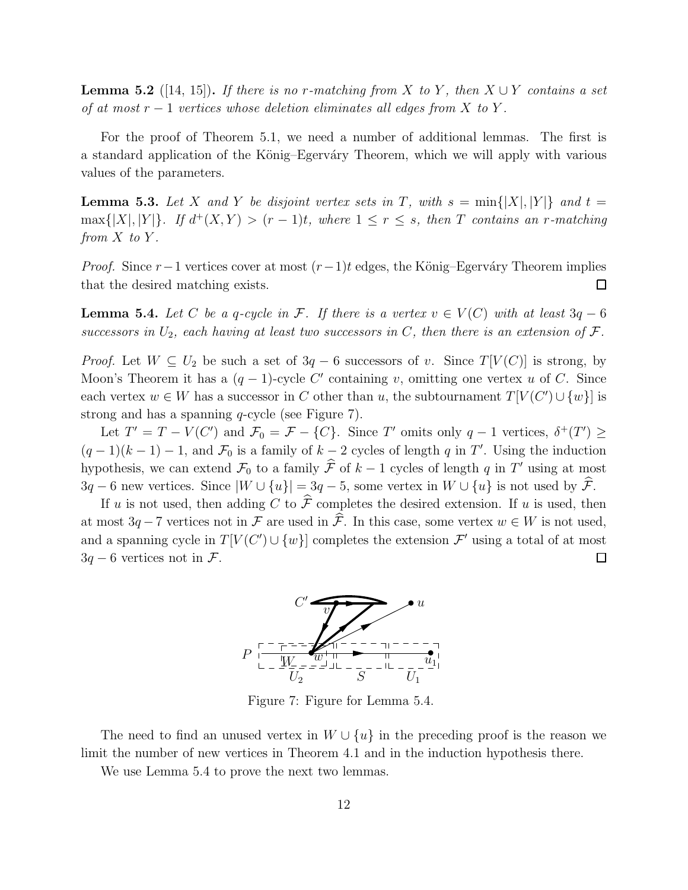**Lemma 5.2** ([14, 15]). *If there is no $r$-matching from $X$ to $Y$, then $X \cup Y$ contains a set of at most $r-1$ vertices whose deletion eliminates all edges from $X$ to $Y$.*

For the proof of Theorem 5.1, we need a number of additional lemmas. The first is a standard application of the König–Egerváry Theorem, which we will apply with various values of the parameters.

**Lemma 5.3.** *Let $X$ and $Y$ be disjoint vertex sets in $T$, with $s = \min\{|X|, |Y|\}$ and $t = \max\{|X|, |Y|\}$. If $d^+(X, Y) > (r-1)t$, where $1 \le r \le s$, then $T$ contains an $r$-matching from $X$ to $Y$.*

*Proof.* Since $r-1$ vertices cover at most $(r-1)t$ edges, the König–Egerváry Theorem implies that the desired matching exists. □

**Lemma 5.4.** *Let $C$ be a $q$-cycle in $\mathcal{F}$. If there is a vertex $v \in V(C)$ with at least $3q-6$ successors in $U_2$, each having at least two successors in $C$, then there is an extension of $\mathcal{F}$.*

*Proof.* Let $W \subseteq U_2$ be such a set of $3q-6$ successors of $v$. Since $T[V(C)]$ is strong, by Moon's Theorem it has a $(q-1)$-cycle $C'$ containing $v$, omitting one vertex $u$ of $C$. Since each vertex $w \in W$ has a successor in $C$ other than $u$, the subtournament $T[V(C') \cup \{w\}]$ is strong and has a spanning $q$-cycle (see Figure 7).

Let $T' = T - V(C')$ and $\mathcal{F}_0 = \mathcal{F} - \{C\}$. Since $T'$ omits only $q-1$ vertices, $\delta^+(T') \ge (q-1)(k-1) - 1$, and $\mathcal{F}_0$ is a family of $k-2$ cycles of length $q$ in $T'$. Using the induction hypothesis, we can extend $\mathcal{F}_0$ to a family $\widehat{\mathcal{F}}$ of $k-1$ cycles of length $q$ in $T'$ using at most $3q-6$ new vertices. Since $|W \cup \{u\}| = 3q-5$, some vertex in $W \cup \{u\}$ is not used by $\widehat{\mathcal{F}}$.

If $u$ is not used, then adding $C$ to $\widehat{\mathcal{F}}$ completes the desired extension. If $u$ is used, then at most $3q-7$ vertices not in $\mathcal{F}$ are used in $\widehat{\mathcal{F}}$. In this case, some vertex $w \in W$ is not used, and a spanning cycle in $T[V(C') \cup \{w\}]$ completes the extension $\mathcal{F}'$ using a total of at most $3q-6$ vertices not in $\mathcal{F}$. □

Figure 7: Figure for Lemma 5.4.

The need to find an unused vertex in $W \cup \{u\}$ in the preceding proof is the reason we limit the number of new vertices in Theorem 4.1 and in the induction hypothesis there.

We use Lemma 5.4 to prove the next two lemmas.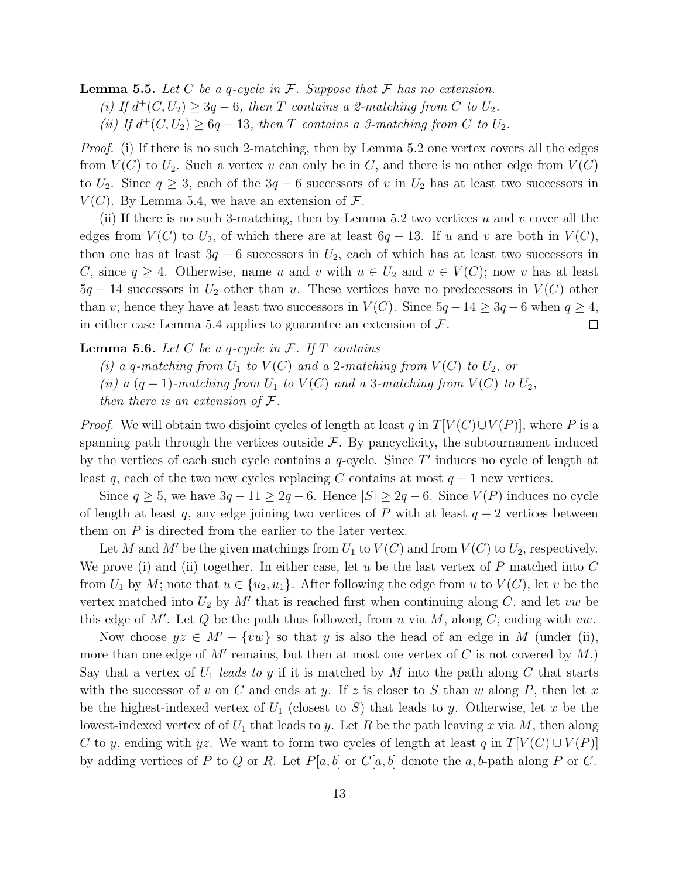**Lemma 5.5.** *Let $C$ be a $q$-cycle in $\mathcal{F}$. Suppose that $\mathcal{F}$ has no extension.*

*(i) If $d^+(C, U_2) \geq 3q-6$, then $T$ contains a 2-matching from $C$ to $U_2$.*

*(ii) If $d^+(C, U_2) \geq 6q-13$, then $T$ contains a 3-matching from $C$ to $U_2$.*

*Proof.* (i) If there is no such 2-matching, then by Lemma 5.2 one vertex covers all the edges from $V(C)$ to $U_2$. Such a vertex $v$ can only be in $C$, and there is no other edge from $V(C)$ to $U_2$. Since $q \geq 3$, each of the $3q-6$ successors of $v$ in $U_2$ has at least two successors in $V(C)$. By Lemma 5.4, we have an extension of $\mathcal{F}$.

(ii) If there is no such 3-matching, then by Lemma 5.2 two vertices $u$ and $v$ cover all the edges from $V(C)$ to $U_2$, of which there are at least $6q-13$. If $u$ and $v$ are both in $V(C)$, then one has at least $3q-6$ successors in $U_2$, each of which has at least two successors in $C$, since $q \geq 4$. Otherwise, name $u$ and $v$ with $u \in U_2$ and $v \in V(C)$; now $v$ has at least $5q-14$ successors in $U_2$ other than $u$. These vertices have no predecessors in $V(C)$ other than $v$; hence they have at least two successors in $V(C)$. Since $5q-14 \geq 3q-6$ when $q \geq 4$, in either case Lemma 5.4 applies to guarantee an extension of $\mathcal{F}$. $\square$

**Lemma 5.6.** *Let $C$ be a $q$-cycle in $\mathcal{F}$. If $T$ contains*

*(i) a $q$-matching from $U_1$ to $V(C)$ and a 2-matching from $V(C)$ to $U_2$, or*

*(ii) a $(q-1)$-matching from $U_1$ to $V(C)$ and a 3-matching from $V(C)$ to $U_2$,*

*then there is an extension of $\mathcal{F}$.*

*Proof.* We will obtain two disjoint cycles of length at least $q$ in $T[V(C) \cup V(P)]$, where $P$ is a spanning path through the vertices outside $\mathcal{F}$. By pancyclicity, the subtournament induced by the vertices of each such cycle contains a $q$-cycle. Since $T'$ induces no cycle of length at least $q$, each of the two new cycles replacing $C$ contains at most $q-1$ new vertices.

Since $q \geq 5$, we have $3q-11 \geq 2q-6$. Hence $|S| \geq 2q-6$. Since $V(P)$ induces no cycle of length at least $q$, any edge joining two vertices of $P$ with at least $q-2$ vertices between them on $P$ is directed from the earlier to the later vertex.

Let $M$ and $M'$ be the given matchings from $U_1$ to $V(C)$ and from $V(C)$ to $U_2$, respectively. We prove (i) and (ii) together. In either case, let $u$ be the last vertex of $P$ matched into $C$ from $U_1$ by $M$; note that $u \in \{u_2, u_1\}$. After following the edge from $u$ to $V(C)$, let $v$ be the vertex matched into $U_2$ by $M'$ that is reached first when continuing along $C$, and let $vw$ be this edge of $M'$. Let $Q$ be the path thus followed, from $u$ via $M$, along $C$, ending with $vw$.

Now choose $yz \in M' - \{vw\}$ so that $y$ is also the head of an edge in $M$ (under (ii), more than one edge of $M'$ remains, but then at most one vertex of $C$ is not covered by $M$.) Say that a vertex of $U_1$ *leads to* $y$ if it is matched by $M$ into the path along $C$ that starts with the successor of $v$ on $C$ and ends at $y$. If $z$ is closer to $S$ than $w$ along $P$, then let $x$ be the highest-indexed vertex of $U_1$ (closest to $S$) that leads to $y$. Otherwise, let $x$ be the lowest-indexed vertex of of $U_1$ that leads to $y$. Let $R$ be the path leaving $x$ via $M$, then along $C$ to $y$, ending with $yz$. We want to form two cycles of length at least $q$ in $T[V(C) \cup V(P)]$ by adding vertices of $P$ to $Q$ or $R$. Let $P[a, b]$ or $C[a, b]$ denote the $a, b$-path along $P$ or $C$.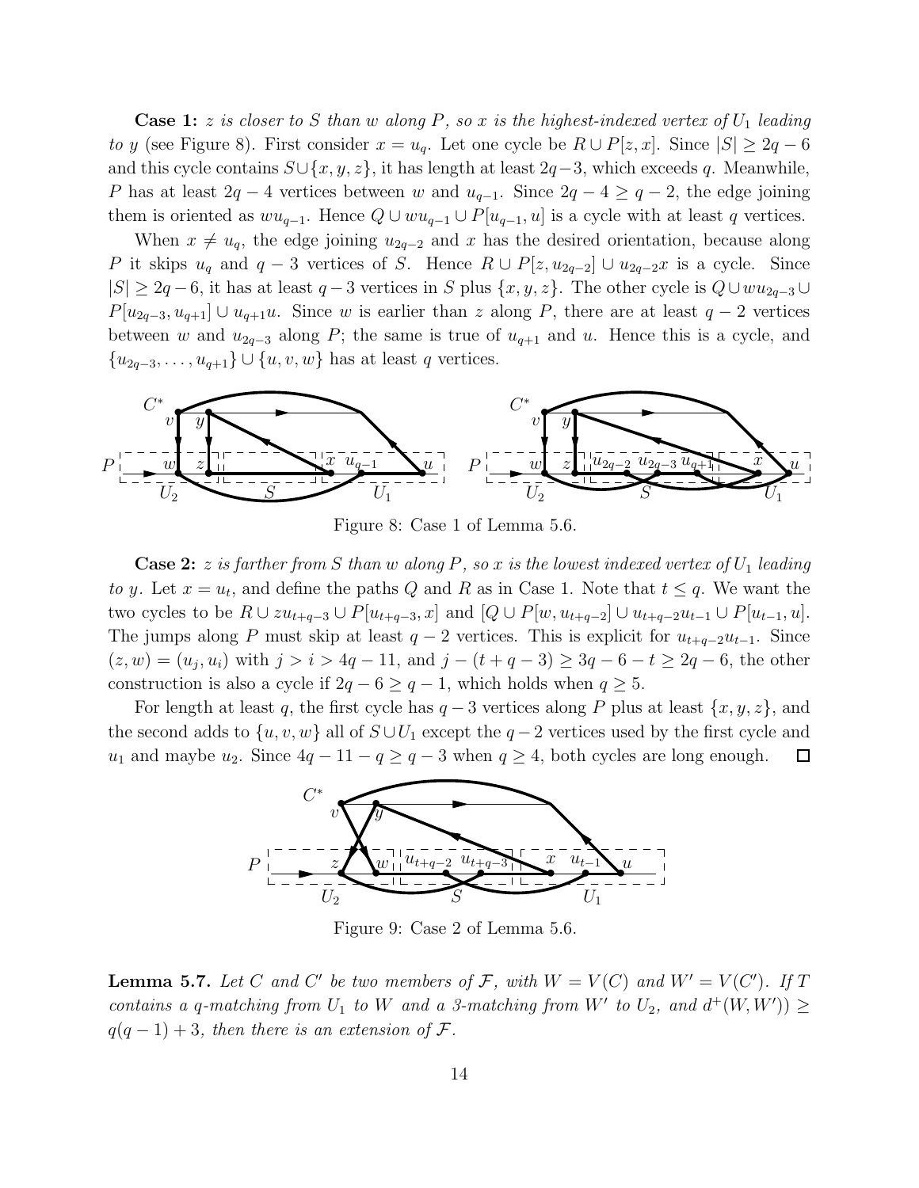**Case 1:** *$z$ is closer to $S$ than $w$ along $P$, so $x$ is the highest-indexed vertex of $U_1$ leading to $y$* (see Figure 8). First consider $x = u_q$. Let one cycle be $R \cup P[z, x]$. Since $|S| \geq 2q - 6$ and this cycle contains $S \cup \{x, y, z\}$, it has length at least $2q - 3$, which exceeds $q$. Meanwhile, $P$ has at least $2q - 4$ vertices between $w$ and $u_{q-1}$. Since $2q - 4 \geq q - 2$, the edge joining them is oriented as $wu_{q-1}$. Hence $Q \cup wu_{q-1} \cup P[u_{q-1}, u]$ is a cycle with at least $q$ vertices.

When $x \neq u_q$, the edge joining $u_{2q-2}$ and $x$ has the desired orientation, because along $P$ it skips $u_q$ and $q - 3$ vertices of $S$. Hence $R \cup P[z, u_{2q-2}] \cup u_{2q-2}x$ is a cycle. Since $|S| \geq 2q - 6$, it has at least $q - 3$ vertices in $S$ plus $\{x, y, z\}$. The other cycle is $Q \cup wu_{2q-3} \cup P[u_{2q-3}, u_{q+1}] \cup u_{q+1}u$. Since $w$ is earlier than $z$ along $P$, there are at least $q - 2$ vertices between $w$ and $u_{2q-3}$ along $P$; the same is true of $u_{q+1}$ and $u$. Hence this is a cycle, and $\{u_{2q-3}, \ldots, u_{q+1}\} \cup \{u, v, w\}$ has at least $q$ vertices.

Figure 8: Case 1 of Lemma 5.6.

**Case 2:** *$z$ is farther from $S$ than $w$ along $P$, so $x$ is the lowest indexed vertex of $U_1$ leading to $y$.* Let $x = u_t$, and define the paths $Q$ and $R$ as in Case 1. Note that $t \leq q$. We want the two cycles to be $R \cup zu_{t+q-3} \cup P[u_{t+q-3}, x]$ and $[Q \cup P[w, u_{t+q-2}] \cup u_{t+q-2}u_{t-1} \cup P[u_{t-1}, u]$. The jumps along $P$ must skip at least $q - 2$ vertices. This is explicit for $u_{t+q-2}u_{t-1}$. Since $(z, w) = (u_j, u_i)$ with $j > i > 4q - 11$, and $j - (t + q - 3) \geq 3q - 6 - t \geq 2q - 6$, the other construction is also a cycle if $2q - 6 \geq q - 1$, which holds when $q \geq 5$.

For length at least $q$, the first cycle has $q - 3$ vertices along $P$ plus at least $\{x, y, z\}$, and the second adds to $\{u, v, w\}$ all of $S \cup U_1$ except the $q - 2$ vertices used by the first cycle and $u_1$ and maybe $u_2$. Since $4q - 11 - q \geq q - 3$ when $q \geq 4$, both cycles are long enough. $\square$

Figure 9: Case 2 of Lemma 5.6.

**Lemma 5.7.** *Let $C$ and $C'$ be two members of $\mathcal{F}$, with $W = V(C)$ and $W' = V(C')$. If $T$ contains a $q$-matching from $U_1$ to $W$ and a 3-matching from $W'$ to $U_2$, and $d^+(W, W')) \geq q(q-1) + 3$, then there is an extension of $\mathcal{F}$.*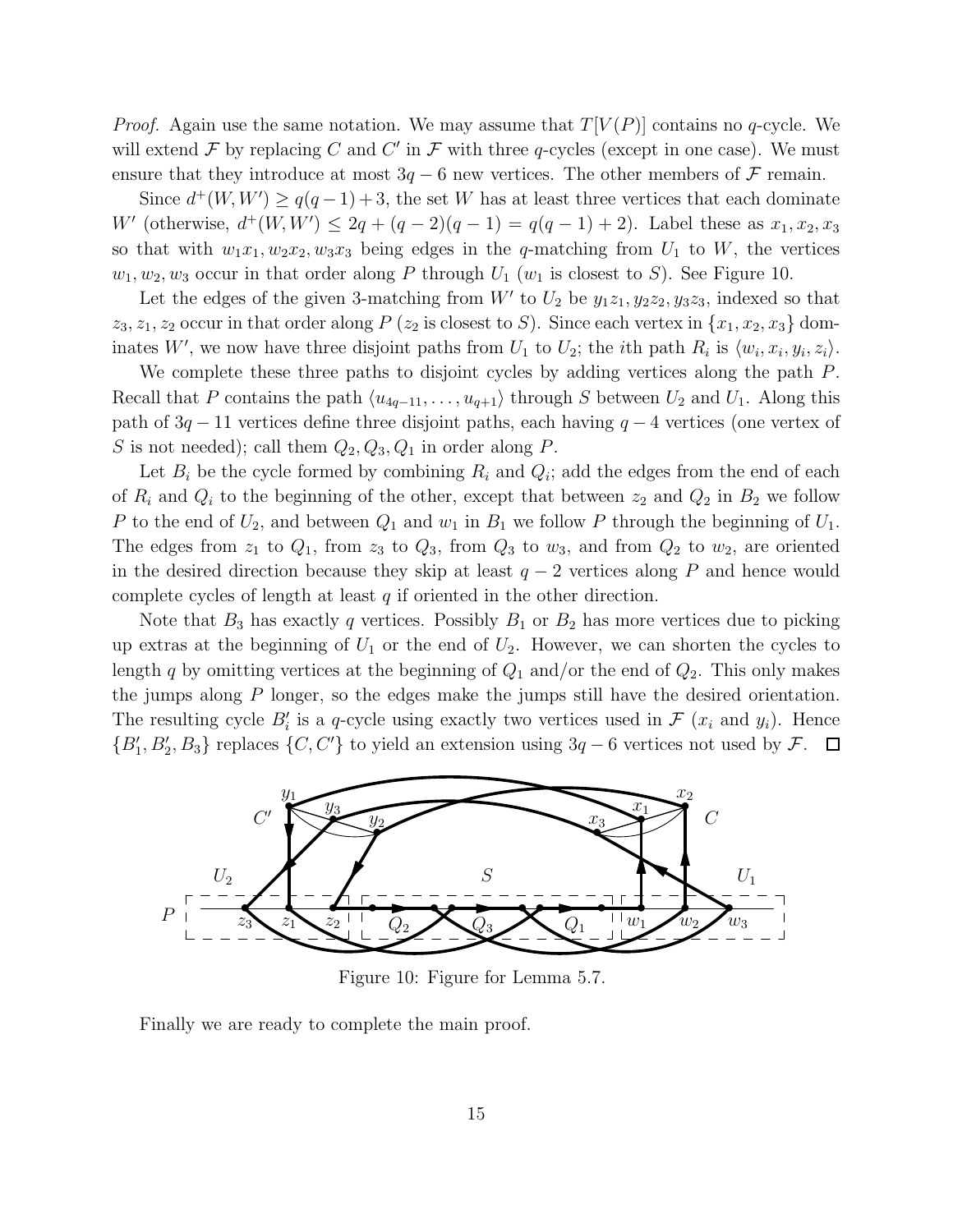*Proof.* Again use the same notation. We may assume that $T[V(P)]$ contains no $q$-cycle. We will extend $\mathcal{F}$ by replacing $C$ and $C'$ in $\mathcal{F}$ with three $q$-cycles (except in one case). We must ensure that they introduce at most $3q-6$ new vertices. The other members of $\mathcal{F}$ remain.

Since $d^+(W, W') \geq q(q-1)+3$, the set $W$ has at least three vertices that each dominate $W'$ (otherwise, $d^+(W, W') \leq 2q + (q-2)(q-1) = q(q-1)+2$). Label these as $x_1, x_2, x_3$ so that with $w_1x_1, w_2x_2, w_3x_3$ being edges in the $q$-matching from $U_1$ to $W$, the vertices $w_1, w_2, w_3$ occur in that order along $P$ through $U_1$ ($w_1$ is closest to $S$). See Figure 10.

Let the edges of the given 3-matching from $W'$ to $U_2$ be $y_1z_1, y_2z_2, y_3z_3$, indexed so that $z_3, z_1, z_2$ occur in that order along $P$ ($z_2$ is closest to $S$). Since each vertex in $\{x_1, x_2, x_3\}$ dominates $W'$, we now have three disjoint paths from $U_1$ to $U_2$; the $i$th path $R_i$ is $\langle w_i, x_i, y_i, z_i \rangle$.

We complete these three paths to disjoint cycles by adding vertices along the path $P$. Recall that $P$ contains the path $\langle u_{4q-11}, \ldots, u_{q+1} \rangle$ through $S$ between $U_2$ and $U_1$. Along this path of $3q-11$ vertices define three disjoint paths, each having $q-4$ vertices (one vertex of $S$ is not needed); call them $Q_2, Q_3, Q_1$ in order along $P$.

Let $B_i$ be the cycle formed by combining $R_i$ and $Q_i$; add the edges from the end of each of $R_i$ and $Q_i$ to the beginning of the other, except that between $z_2$ and $Q_2$ in $B_2$ we follow $P$ to the end of $U_2$, and between $Q_1$ and $w_1$ in $B_1$ we follow $P$ through the beginning of $U_1$. The edges from $z_1$ to $Q_1$, from $z_3$ to $Q_3$, from $Q_3$ to $w_3$, and from $Q_2$ to $w_2$, are oriented in the desired direction because they skip at least $q-2$ vertices along $P$ and hence would complete cycles of length at least $q$ if oriented in the other direction.

Note that $B_3$ has exactly $q$ vertices. Possibly $B_1$ or $B_2$ has more vertices due to picking up extras at the beginning of $U_1$ or the end of $U_2$. However, we can shorten the cycles to length $q$ by omitting vertices at the beginning of $Q_1$ and/or the end of $Q_2$. This only makes the jumps along $P$ longer, so the edges make the jumps still have the desired orientation. The resulting cycle $B_i'$ is a $q$-cycle using exactly two vertices used in $\mathcal{F}$ ($x_i$ and $y_i$). Hence $\{B_1', B_2', B_3\}$ replaces $\{C, C'\}$ to yield an extension using $3q-6$ vertices not used by $\mathcal{F}$. $\square$

Figure 10: Figure for Lemma 5.7.

Finally we are ready to complete the main proof.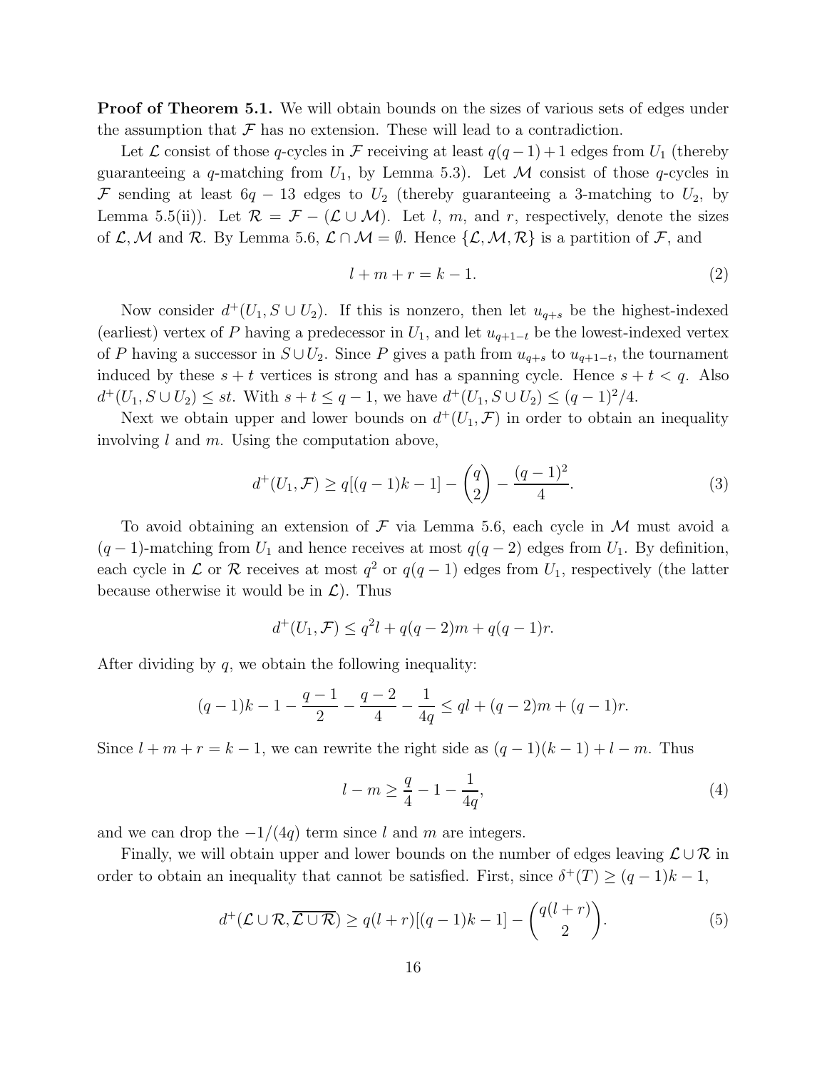**Proof of Theorem 5.1.** We will obtain bounds on the sizes of various sets of edges under the assumption that $\mathcal{F}$ has no extension. These will lead to a contradiction.

Let $\mathcal{L}$ consist of those $q$-cycles in $\mathcal{F}$ receiving at least $q(q-1)+1$ edges from $U_1$ (thereby guaranteeing a $q$-matching from $U_1$, by Lemma 5.3). Let $\mathcal{M}$ consist of those $q$-cycles in $\mathcal{F}$ sending at least $6q-13$ edges to $U_2$ (thereby guaranteeing a 3-matching to $U_2$, by Lemma 5.5(ii)). Let $\mathcal{R} = \mathcal{F} - (\mathcal{L} \cup \mathcal{M})$. Let $l$, $m$, and $r$, respectively, denote the sizes of $\mathcal{L}, \mathcal{M}$ and $\mathcal{R}$. By Lemma 5.6, $\mathcal{L} \cap \mathcal{M} = \emptyset$. Hence $\{\mathcal{L}, \mathcal{M}, \mathcal{R}\}$ is a partition of $\mathcal{F}$, and

$$l + m + r = k - 1. \tag{2}$$

Now consider $d^+(U_1, S \cup U_2)$. If this is nonzero, then let $u_{q+s}$ be the highest-indexed (earliest) vertex of $P$ having a predecessor in $U_1$, and let $u_{q+1-t}$ be the lowest-indexed vertex of $P$ having a successor in $S \cup U_2$. Since $P$ gives a path from $u_{q+s}$ to $u_{q+1-t}$, the tournament induced by these $s+t$ vertices is strong and has a spanning cycle. Hence $s + t < q$. Also $d^+(U_1, S \cup U_2) \leq st$. With $s + t \leq q - 1$, we have $d^+(U_1, S \cup U_2) \leq (q-1)^2/4$.

Next we obtain upper and lower bounds on $d^+(U_1, \mathcal{F})$ in order to obtain an inequality involving $l$ and $m$. Using the computation above,

$$d^+(U_1, \mathcal{F}) \geq q[(q-1)k - 1] - \binom{q}{2} - \frac{(q-1)^2}{4}. \tag{3}$$

To avoid obtaining an extension of $\mathcal{F}$ via Lemma 5.6, each cycle in $\mathcal{M}$ must avoid a $(q-1)$-matching from $U_1$ and hence receives at most $q(q-2)$ edges from $U_1$. By definition, each cycle in $\mathcal{L}$ or $\mathcal{R}$ receives at most $q^2$ or $q(q-1)$ edges from $U_1$, respectively (the latter because otherwise it would be in $\mathcal{L}$). Thus

$$d^+(U_1, \mathcal{F}) \leq q^2 l + q(q-2)m + q(q-1)r.$$

After dividing by $q$, we obtain the following inequality:

$$(q-1)k - 1 - \frac{q-1}{2} - \frac{q-2}{4} - \frac{1}{4q} \leq ql + (q-2)m + (q-1)r.$$

Since $l + m + r = k - 1$, we can rewrite the right side as $(q-1)(k-1) + l - m$. Thus

$$l - m \geq \frac{q}{4} - 1 - \frac{1}{4q}, \tag{4}$$

and we can drop the $-1/(4q)$ term since $l$ and $m$ are integers.

Finally, we will obtain upper and lower bounds on the number of edges leaving $\mathcal{L} \cup \mathcal{R}$ in order to obtain an inequality that cannot be satisfied. First, since $\delta^+(T) \geq (q-1)k - 1$,

$$d^+(\mathcal{L} \cup \mathcal{R}, \overline{\mathcal{L} \cup \mathcal{R}}) \geq q(l+r)[(q-1)k - 1] - \binom{q(l+r)}{2}. \tag{5}$$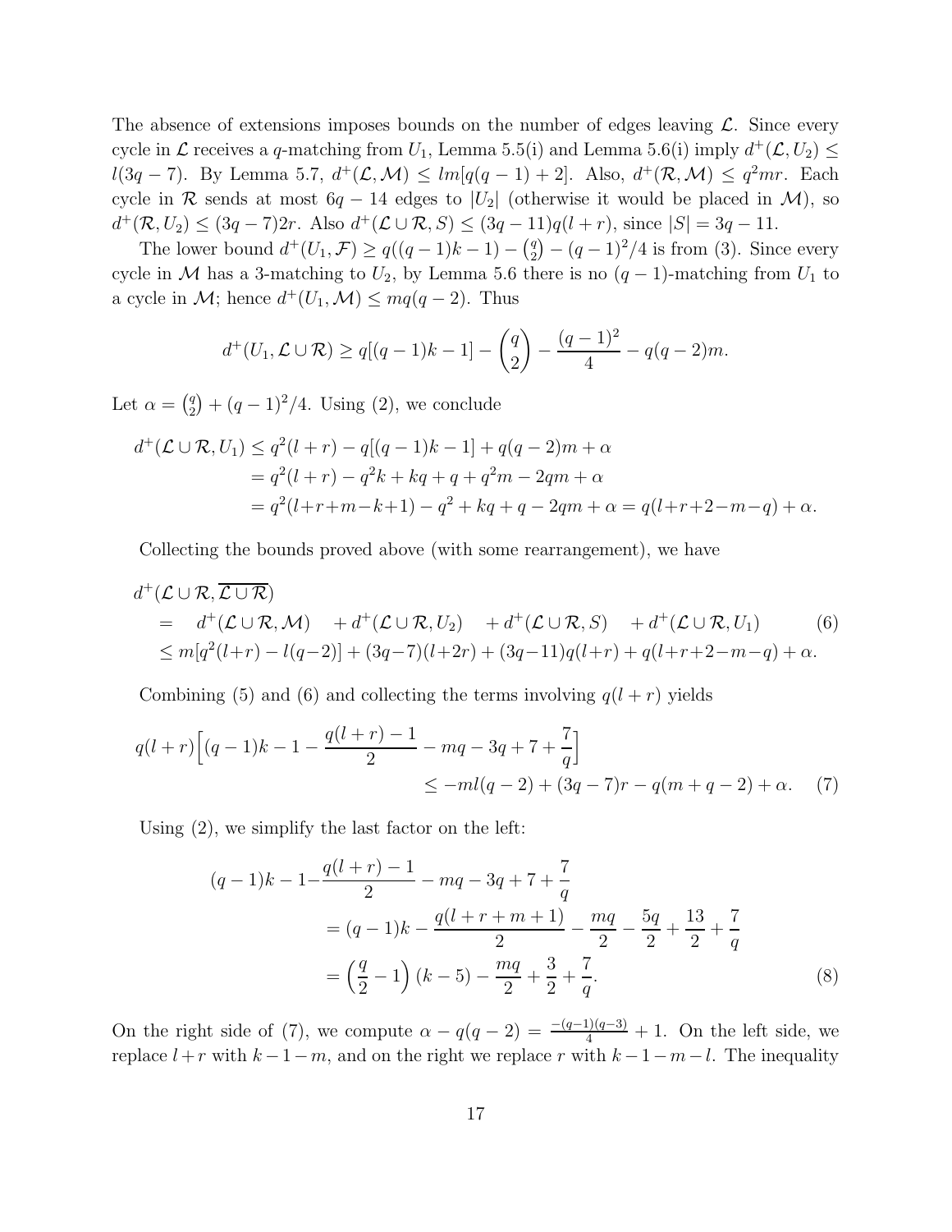The absence of extensions imposes bounds on the number of edges leaving $\mathcal{L}$. Since every cycle in $\mathcal{L}$ receives a $q$-matching from $U_1$, Lemma 5.5(i) and Lemma 5.6(i) imply $d^+(\mathcal{L}, U_2) \le l(3q-7)$. By Lemma 5.7, $d^+(\mathcal{L}, \mathcal{M}) \le lm[q(q-1)+2]$. Also, $d^+(\mathcal{R}, \mathcal{M}) \le q^2 mr$. Each cycle in $\mathcal{R}$ sends at most $6q-14$ edges to $|U_2|$ (otherwise it would be placed in $\mathcal{M}$), so $d^+(\mathcal{R}, U_2) \le (3q-7)2r$. Also $d^+(\mathcal{L} \cup \mathcal{R}, S) \le (3q-11)q(l+r)$, since $|S| = 3q-11$.

The lower bound $d^+(U_1, \mathcal{F}) \ge q((q-1)k-1) - \binom{q}{2} - (q-1)^2/4$ is from (3). Since every cycle in $\mathcal{M}$ has a 3-matching to $U_2$, by Lemma 5.6 there is no $(q-1)$-matching from $U_1$ to a cycle in $\mathcal{M}$; hence $d^+(U_1, \mathcal{M}) \le mq(q-2)$. Thus

$$d^+(U_1, \mathcal{L} \cup \mathcal{R}) \ge q[(q-1)k-1] - \binom{q}{2} - \frac{(q-1)^2}{4} - q(q-2)m.$$

Let $\alpha = \binom{q}{2} + (q-1)^2/4$. Using (2), we conclude

$$\begin{aligned}
d^+(\mathcal{L} \cup \mathcal{R}, U_1) &\le q^2(l+r) - q[(q-1)k-1] + q(q-2)m + \alpha \\
&= q^2(l+r) - q^2 k + kq + q + q^2 m - 2qm + \alpha \\
&= q^2(l+r+m-k+1) - q^2 + kq + q - 2qm + \alpha = q(l+r+2-m-q) + \alpha.
\end{aligned}$$

Collecting the bounds proved above (with some rearrangement), we have

$$\begin{aligned}
&d^+(\mathcal{L} \cup \mathcal{R}, \overline{\mathcal{L} \cup \mathcal{R}}) \\
&\quad= \quad d^+(\mathcal{L} \cup \mathcal{R}, \mathcal{M}) \quad + d^+(\mathcal{L} \cup \mathcal{R}, U_2) \quad + d^+(\mathcal{L} \cup \mathcal{R}, S) \quad + d^+(\mathcal{L} \cup \mathcal{R}, U_1) \qquad (6) \\
&\quad\le m[q^2(l+r) - l(q-2)] + (3q-7)(l+2r) + (3q-11)q(l+r) + q(l+r+2-m-q) + \alpha.
\end{aligned}$$

Combining (5) and (6) and collecting the terms involving $q(l+r)$ yields

$$\begin{aligned}
q(l+r)\Big[(q-1)k - 1 - \frac{q(l+r)-1}{2} - mq - 3q + 7 + \frac{7}{q}\Big]& \\
\le -ml(q-2) + (3q-7)r - q(m+q-2) + \alpha.& \qquad (7)
\end{aligned}$$

Using (2), we simplify the last factor on the left:

$$\begin{aligned}
(q-1)k - 1 - &\frac{q(l+r)-1}{2} - mq - 3q + 7 + \frac{7}{q} \\
&= (q-1)k - \frac{q(l+r+m+1)}{2} - \frac{mq}{2} - \frac{5q}{2} + \frac{13}{2} + \frac{7}{q} \\
&= \left(\frac{q}{2} - 1\right)(k-5) - \frac{mq}{2} + \frac{3}{2} + \frac{7}{q}. \qquad (8)
\end{aligned}$$

On the right side of (7), we compute $\alpha - q(q-2) = \frac{-(q-1)(q-3)}{4} + 1$. On the left side, we replace $l+r$ with $k-1-m$, and on the right we replace $r$ with $k-1-m-l$. The inequality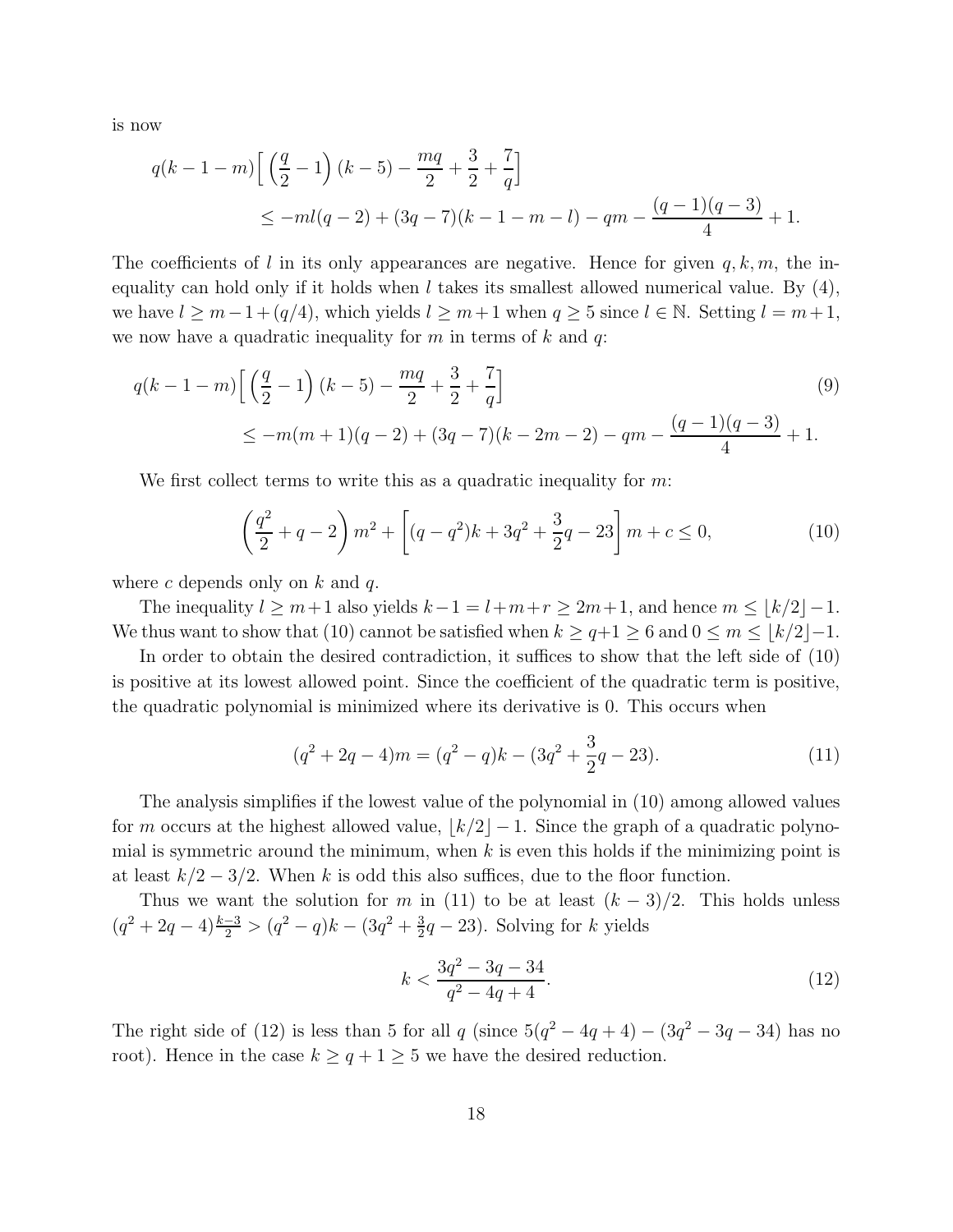is now

$$q(k-1-m)\Big[\left(\frac{q}{2}-1\right)(k-5)-\frac{mq}{2}+\frac{3}{2}+\frac{7}{q}\Big]$$
$$\leq -ml(q-2)+(3q-7)(k-1-m-l)-qm-\frac{(q-1)(q-3)}{4}+1.$$

The coefficients of $l$ in its only appearances are negative. Hence for given $q,k,m$, the inequality can hold only if it holds when $l$ takes its smallest allowed numerical value. By (4), we have $l \geq m-1+(q/4)$, which yields $l \geq m+1$ when $q \geq 5$ since $l \in \mathbb{N}$. Setting $l = m+1$, we now have a quadratic inequality for $m$ in terms of $k$ and $q$:

$$q(k-1-m)\Big[\left(\frac{q}{2}-1\right)(k-5)-\frac{mq}{2}+\frac{3}{2}+\frac{7}{q}\Big] \tag{9}$$
$$\leq -m(m+1)(q-2)+(3q-7)(k-2m-2)-qm-\frac{(q-1)(q-3)}{4}+1.$$

We first collect terms to write this as a quadratic inequality for $m$:

$$\left(\frac{q^2}{2}+q-2\right)m^2+\left[(q-q^2)k+3q^2+\frac{3}{2}q-23\right]m+c \leq 0, \tag{10}$$

where $c$ depends only on $k$ and $q$.

The inequality $l \geq m+1$ also yields $k-1 = l+m+r \geq 2m+1$, and hence $m \leq \lfloor k/2 \rfloor -1$. We thus want to show that (10) cannot be satisfied when $k \geq q+1 \geq 6$ and $0 \leq m \leq \lfloor k/2 \rfloor -1$.

In order to obtain the desired contradiction, it suffices to show that the left side of (10) is positive at its lowest allowed point. Since the coefficient of the quadratic term is positive, the quadratic polynomial is minimized where its derivative is 0. This occurs when

$$(q^2+2q-4)m = (q^2-q)k-(3q^2+\frac{3}{2}q-23). \tag{11}$$

The analysis simplifies if the lowest value of the polynomial in (10) among allowed values for $m$ occurs at the highest allowed value, $\lfloor k/2 \rfloor -1$. Since the graph of a quadratic polynomial is symmetric around the minimum, when $k$ is even this holds if the minimizing point is at least $k/2-3/2$. When $k$ is odd this also suffices, due to the floor function.

Thus we want the solution for $m$ in (11) to be at least $(k-3)/2$. This holds unless $(q^2+2q-4)\frac{k-3}{2} > (q^2-q)k-(3q^2+\frac{3}{2}q-23)$. Solving for $k$ yields

$$k < \frac{3q^2-3q-34}{q^2-4q+4}. \tag{12}$$

The right side of (12) is less than 5 for all $q$ (since $5(q^2-4q+4)-(3q^2-3q-34)$ has no root). Hence in the case $k \geq q+1 \geq 5$ we have the desired reduction.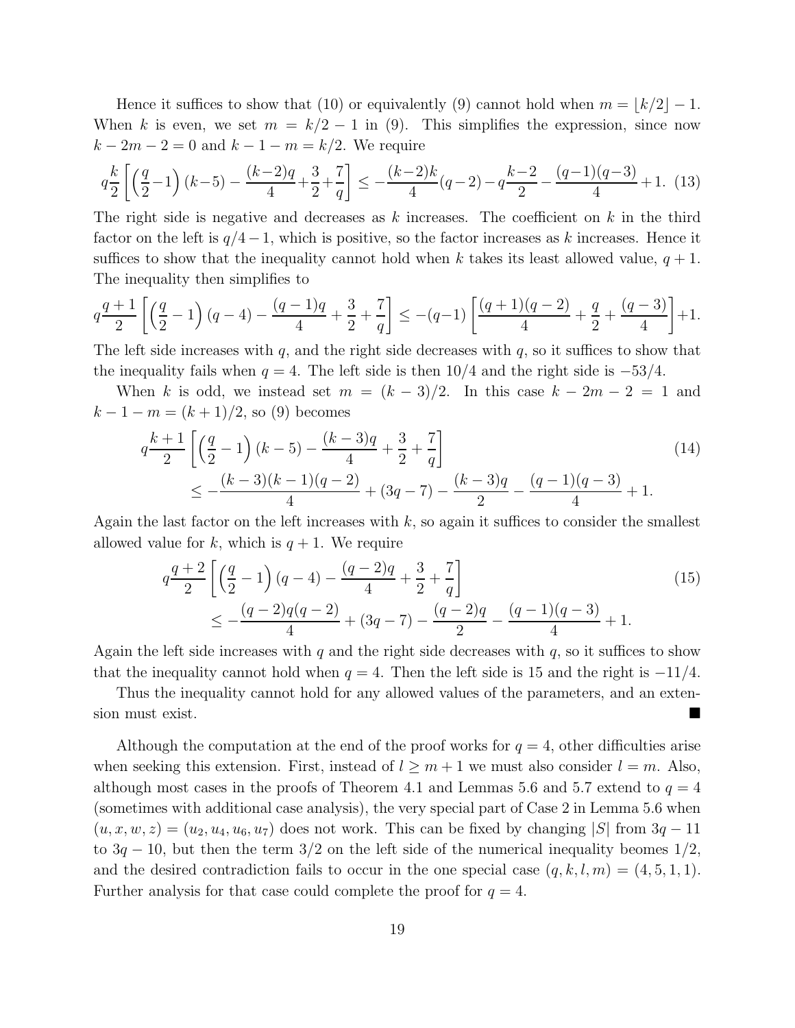Hence it suffices to show that (10) or equivalently (9) cannot hold when $m = \lfloor k/2 \rfloor - 1$. When $k$ is even, we set $m = k/2 - 1$ in (9). This simplifies the expression, since now $k - 2m - 2 = 0$ and $k - 1 - m = k/2$. We require

$$q\frac{k}{2}\left[\left(\frac{q}{2}-1\right)(k-5) - \frac{(k-2)q}{4}+\frac{3}{2}+\frac{7}{q}\right] \le -\frac{(k-2)k}{4}(q-2)-q\frac{k-2}{2}-\frac{(q-1)(q-3)}{4}+1. \quad (13)$$

The right side is negative and decreases as $k$ increases. The coefficient on $k$ in the third factor on the left is $q/4 - 1$, which is positive, so the factor increases as $k$ increases. Hence it suffices to show that the inequality cannot hold when $k$ takes its least allowed value, $q + 1$. The inequality then simplifies to

$$q\frac{q+1}{2}\left[\left(\frac{q}{2}-1\right)(q-4) - \frac{(q-1)q}{4}+\frac{3}{2}+\frac{7}{q}\right] \le -(q-1)\left[\frac{(q+1)(q-2)}{4}+\frac{q}{2}+\frac{(q-3)}{4}\right]+1.$$

The left side increases with $q$, and the right side decreases with $q$, so it suffices to show that the inequality fails when $q = 4$. The left side is then $10/4$ and the right side is $-53/4$.

When $k$ is odd, we instead set $m = (k - 3)/2$. In this case $k - 2m - 2 = 1$ and $k - 1 - m = (k + 1)/2$, so (9) becomes

$$\begin{aligned} q\frac{k+1}{2}&\left[\left(\frac{q}{2}-1\right)(k-5) - \frac{(k-3)q}{4}+\frac{3}{2}+\frac{7}{q}\right] \quad (14)\\ &\le -\frac{(k-3)(k-1)(q-2)}{4}+(3q-7)-\frac{(k-3)q}{2}-\frac{(q-1)(q-3)}{4}+1. \end{aligned}$$

Again the last factor on the left increases with $k$, so again it suffices to consider the smallest allowed value for $k$, which is $q + 1$. We require

$$\begin{aligned} q\frac{q+2}{2}&\left[\left(\frac{q}{2}-1\right)(q-4) - \frac{(q-2)q}{4}+\frac{3}{2}+\frac{7}{q}\right] \quad (15)\\ &\le -\frac{(q-2)q(q-2)}{4}+(3q-7)-\frac{(q-2)q}{2}-\frac{(q-1)(q-3)}{4}+1. \end{aligned}$$

Again the left side increases with $q$ and the right side decreases with $q$, so it suffices to show that the inequality cannot hold when $q = 4$. Then the left side is 15 and the right is $-11/4$.

Thus the inequality cannot hold for any allowed values of the parameters, and an extension must exist. ■

Although the computation at the end of the proof works for $q = 4$, other difficulties arise when seeking this extension. First, instead of $l \ge m + 1$ we must also consider $l = m$. Also, although most cases in the proofs of Theorem 4.1 and Lemmas 5.6 and 5.7 extend to $q = 4$ (sometimes with additional case analysis), the very special part of Case 2 in Lemma 5.6 when $(u, x, w, z) = (u_2, u_4, u_6, u_7)$ does not work. This can be fixed by changing $|S|$ from $3q - 11$ to $3q - 10$, but then the term $3/2$ on the left side of the numerical inequality beomes $1/2$, and the desired contradiction fails to occur in the one special case $(q, k, l, m) = (4, 5, 1, 1)$. Further analysis for that case could complete the proof for $q = 4$.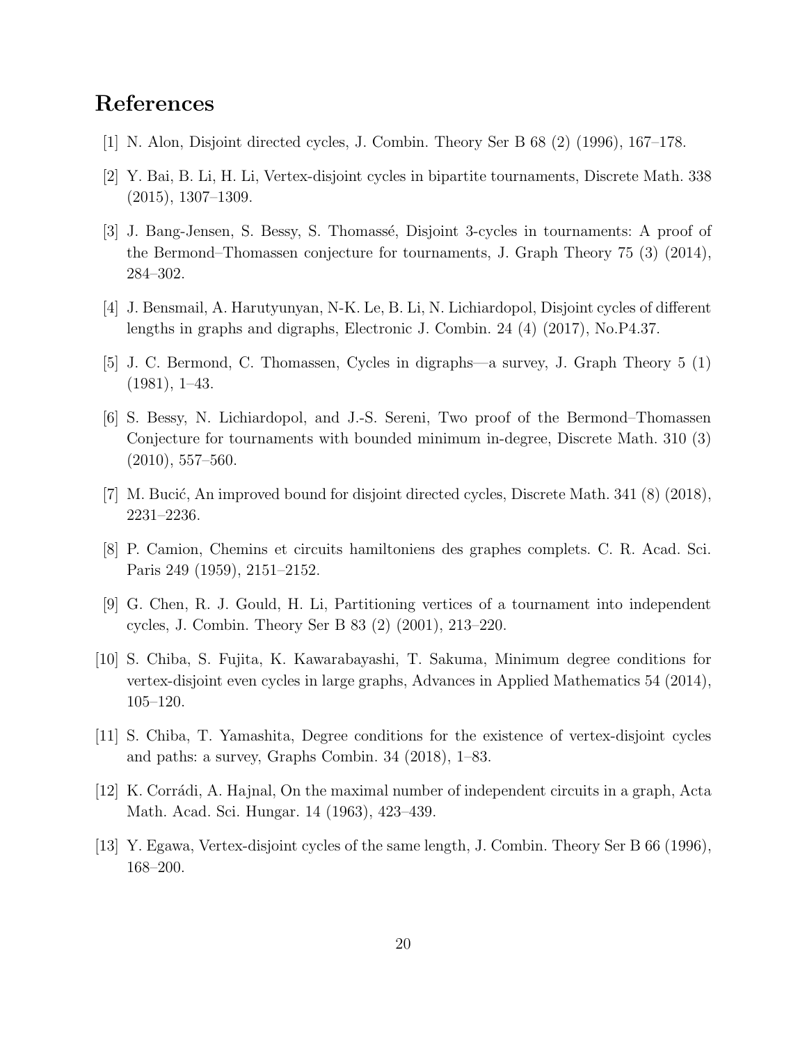## References

[1] N. Alon, Disjoint directed cycles, J. Combin. Theory Ser B 68 (2) (1996), 167–178.

[2] Y. Bai, B. Li, H. Li, Vertex-disjoint cycles in bipartite tournaments, Discrete Math. 338 (2015), 1307–1309.

[3] J. Bang-Jensen, S. Bessy, S. Thomassé, Disjoint 3-cycles in tournaments: A proof of the Bermond–Thomassen conjecture for tournaments, J. Graph Theory 75 (3) (2014), 284–302.

[4] J. Bensmail, A. Harutyunyan, N-K. Le, B. Li, N. Lichiardopol, Disjoint cycles of different lengths in graphs and digraphs, Electronic J. Combin. 24 (4) (2017), No.P4.37.

[5] J. C. Bermond, C. Thomassen, Cycles in digraphs—a survey, J. Graph Theory 5 (1) (1981), 1–43.

[6] S. Bessy, N. Lichiardopol, and J.-S. Sereni, Two proof of the Bermond–Thomassen Conjecture for tournaments with bounded minimum in-degree, Discrete Math. 310 (3) (2010), 557–560.

[7] M. Bucić, An improved bound for disjoint directed cycles, Discrete Math. 341 (8) (2018), 2231–2236.

[8] P. Camion, Chemins et circuits hamiltoniens des graphes complets. C. R. Acad. Sci. Paris 249 (1959), 2151–2152.

[9] G. Chen, R. J. Gould, H. Li, Partitioning vertices of a tournament into independent cycles, J. Combin. Theory Ser B 83 (2) (2001), 213–220.

[10] S. Chiba, S. Fujita, K. Kawarabayashi, T. Sakuma, Minimum degree conditions for vertex-disjoint even cycles in large graphs, Advances in Applied Mathematics 54 (2014), 105–120.

[11] S. Chiba, T. Yamashita, Degree conditions for the existence of vertex-disjoint cycles and paths: a survey, Graphs Combin. 34 (2018), 1–83.

[12] K. Corrádi, A. Hajnal, On the maximal number of independent circuits in a graph, Acta Math. Acad. Sci. Hungar. 14 (1963), 423–439.

[13] Y. Egawa, Vertex-disjoint cycles of the same length, J. Combin. Theory Ser B 66 (1996), 168–200.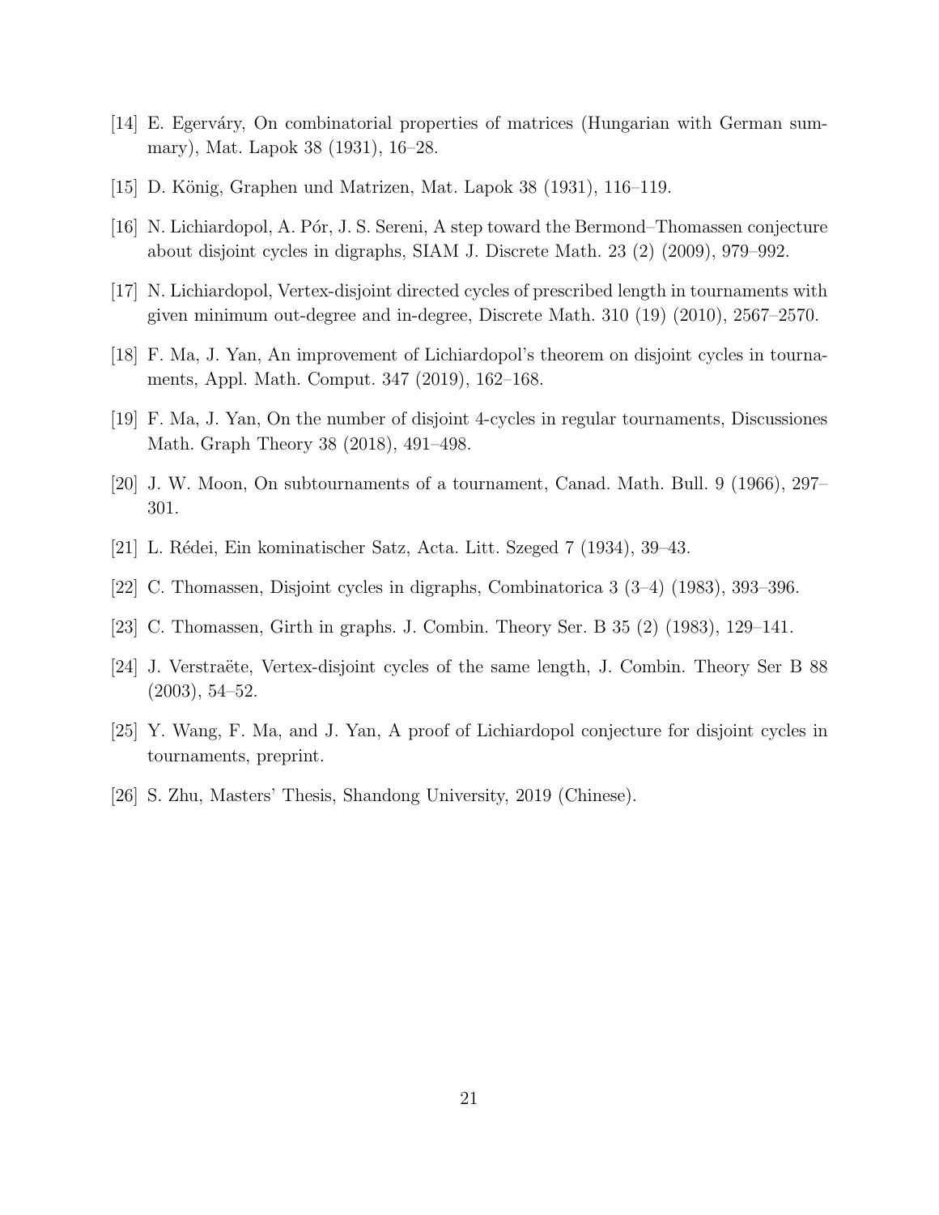[14] E. Egerváry, On combinatorial properties of matrices (Hungarian with German summary), Mat. Lapok 38 (1931), 16–28.

[15] D. König, Graphen und Matrizen, Mat. Lapok 38 (1931), 116–119.

[16] N. Lichiardopol, A. Pór, J. S. Sereni, A step toward the Bermond–Thomassen conjecture about disjoint cycles in digraphs, SIAM J. Discrete Math. 23 (2) (2009), 979–992.

[17] N. Lichiardopol, Vertex-disjoint directed cycles of prescribed length in tournaments with given minimum out-degree and in-degree, Discrete Math. 310 (19) (2010), 2567–2570.

[18] F. Ma, J. Yan, An improvement of Lichiardopol's theorem on disjoint cycles in tournaments, Appl. Math. Comput. 347 (2019), 162–168.

[19] F. Ma, J. Yan, On the number of disjoint 4-cycles in regular tournaments, Discussiones Math. Graph Theory 38 (2018), 491–498.

[20] J. W. Moon, On subtournaments of a tournament, Canad. Math. Bull. 9 (1966), 297–301.

[21] L. Rédei, Ein kominatischer Satz, Acta. Litt. Szeged 7 (1934), 39–43.

[22] C. Thomassen, Disjoint cycles in digraphs, Combinatorica 3 (3–4) (1983), 393–396.

[23] C. Thomassen, Girth in graphs. J. Combin. Theory Ser. B 35 (2) (1983), 129–141.

[24] J. Verstraëte, Vertex-disjoint cycles of the same length, J. Combin. Theory Ser B 88 (2003), 54–52.

[25] Y. Wang, F. Ma, and J. Yan, A proof of Lichiardopol conjecture for disjoint cycles in tournaments, preprint.

[26] S. Zhu, Masters' Thesis, Shandong University, 2019 (Chinese).